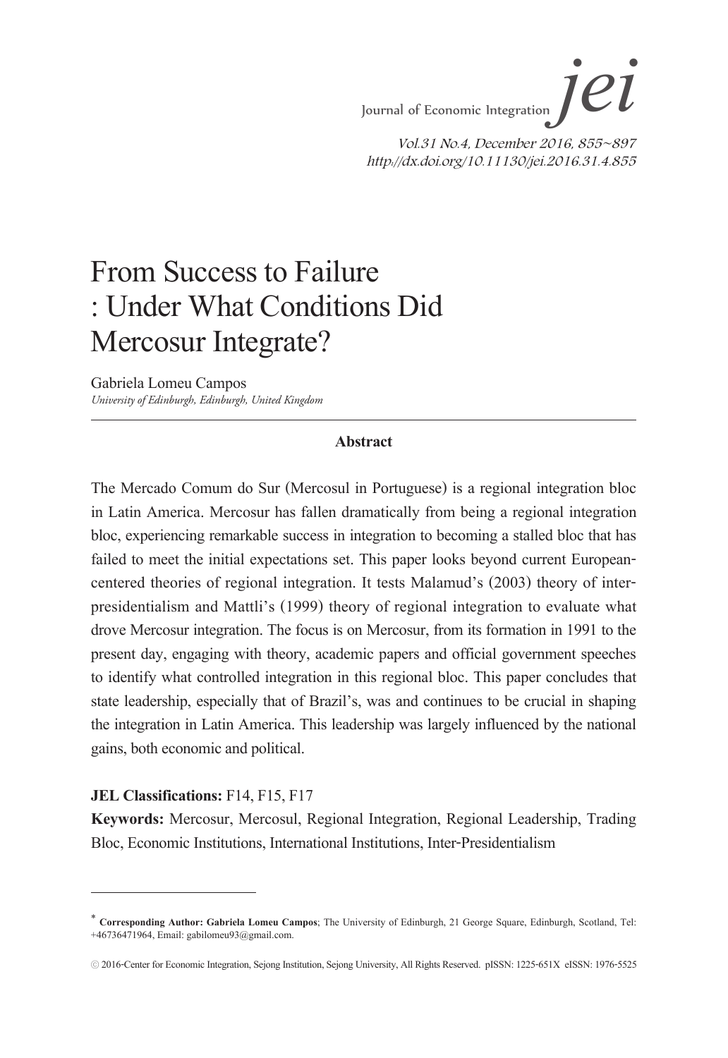# From Success to Failure : Under What Conditions Did Mercosur Integrate?

Gabriela Lomeu Campos

*University of Edinburgh, Edinburgh, United Kingdom*

---

**Abstract**

The Mercado Comum do Sur (Mercosul in Portuguese) is a regional integration bloc in Latin America. Mercosur has fallen dramatically from being a regional integration bloc, experiencing remarkable success in integration to becoming a stalled bloc that has failed to meet the initial expectations set. This paper looks beyond current European-centered theories of regional integration. It tests Malamud's (2003) theory of inter-presidentialism and Mattli's (1999) theory of regional integration to evaluate what drove Mercosur integration. The focus is on Mercosur, from its formation in 1991 to the present day, engaging with theory, academic papers and official government speeches to identify what controlled integration in this regional bloc. This paper concludes that state leadership, especially that of Brazil's, was and continues to be crucial in shaping the integration in Latin America. This leadership was largely influenced by the national gains, both economic and political.

**JEL Classifications:** F14, F15, F17

**Keywords:** Mercosur, Mercosul, Regional Integration, Regional Leadership, Trading Bloc, Economic Institutions, International Institutions, Inter-Presidentialism

---

* **Corresponding Author: Gabriela Lomeu Campos**; The University of Edinburgh, 21 George Square, Edinburgh, Scotland, Tel: +46736471964, Email: gabilomeu93@gmail.com.

© 2016-Center for Economic Integration, Sejong Institution, Sejong University, All Rights Reserved. pISSN: 1225-651X eISSN: 1976-5525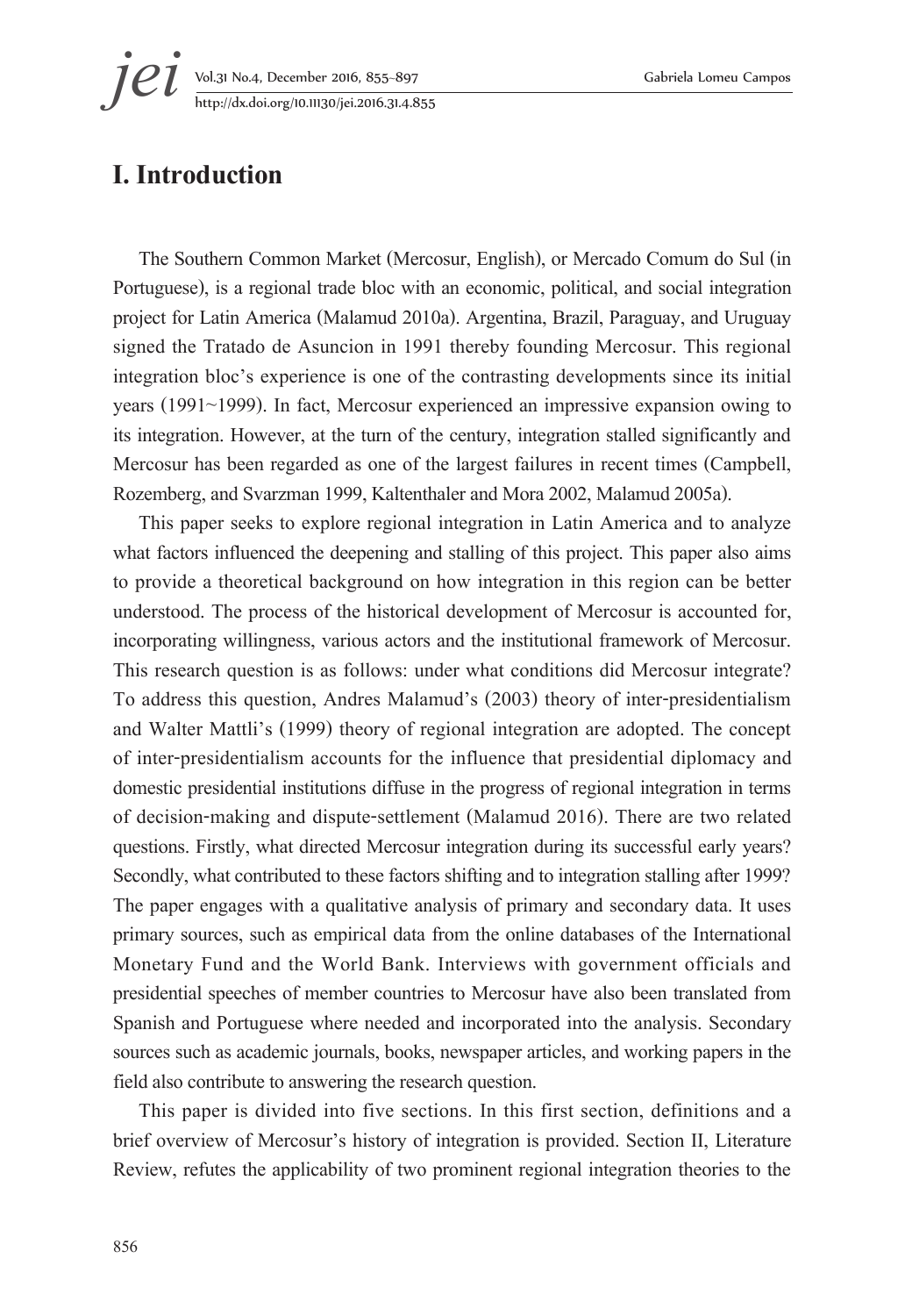# I. Introduction

The Southern Common Market (Mercosur, English), or Mercado Comum do Sul (in Portuguese), is a regional trade bloc with an economic, political, and social integration project for Latin America (Malamud 2010a). Argentina, Brazil, Paraguay, and Uruguay signed the Tratado de Asuncion in 1991 thereby founding Mercosur. This regional integration bloc's experience is one of the contrasting developments since its initial years (1991~1999). In fact, Mercosur experienced an impressive expansion owing to its integration. However, at the turn of the century, integration stalled significantly and Mercosur has been regarded as one of the largest failures in recent times (Campbell, Rozemberg, and Svarzman 1999, Kaltenthaler and Mora 2002, Malamud 2005a).

This paper seeks to explore regional integration in Latin America and to analyze what factors influenced the deepening and stalling of this project. This paper also aims to provide a theoretical background on how integration in this region can be better understood. The process of the historical development of Mercosur is accounted for, incorporating willingness, various actors and the institutional framework of Mercosur. This research question is as follows: under what conditions did Mercosur integrate? To address this question, Andres Malamud's (2003) theory of inter-presidentialism and Walter Mattli's (1999) theory of regional integration are adopted. The concept of inter-presidentialism accounts for the influence that presidential diplomacy and domestic presidential institutions diffuse in the progress of regional integration in terms of decision-making and dispute-settlement (Malamud 2016). There are two related questions. Firstly, what directed Mercosur integration during its successful early years? Secondly, what contributed to these factors shifting and to integration stalling after 1999? The paper engages with a qualitative analysis of primary and secondary data. It uses primary sources, such as empirical data from the online databases of the International Monetary Fund and the World Bank. Interviews with government officials and presidential speeches of member countries to Mercosur have also been translated from Spanish and Portuguese where needed and incorporated into the analysis. Secondary sources such as academic journals, books, newspaper articles, and working papers in the field also contribute to answering the research question.

This paper is divided into five sections. In this first section, definitions and a brief overview of Mercosur's history of integration is provided. Section II, Literature Review, refutes the applicability of two prominent regional integration theories to the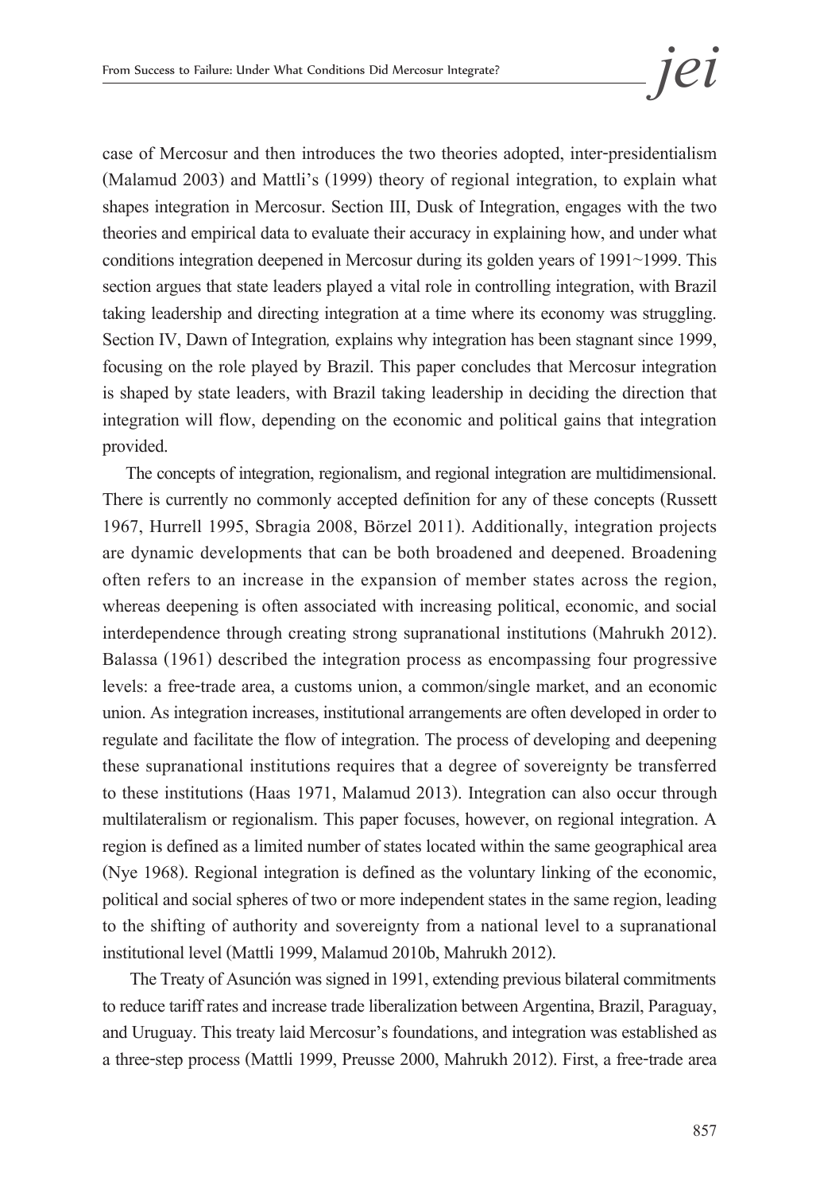case of Mercosur and then introduces the two theories adopted, inter-presidentialism (Malamud 2003) and Mattli's (1999) theory of regional integration, to explain what shapes integration in Mercosur. Section III, Dusk of Integration, engages with the two theories and empirical data to evaluate their accuracy in explaining how, and under what conditions integration deepened in Mercosur during its golden years of 1991~1999. This section argues that state leaders played a vital role in controlling integration, with Brazil taking leadership and directing integration at a time where its economy was struggling. Section IV, Dawn of Integration*,* explains why integration has been stagnant since 1999, focusing on the role played by Brazil. This paper concludes that Mercosur integration is shaped by state leaders, with Brazil taking leadership in deciding the direction that integration will flow, depending on the economic and political gains that integration provided.

The concepts of integration, regionalism, and regional integration are multidimensional. There is currently no commonly accepted definition for any of these concepts (Russett 1967, Hurrell 1995, Sbragia 2008, Börzel 2011). Additionally, integration projects are dynamic developments that can be both broadened and deepened. Broadening often refers to an increase in the expansion of member states across the region, whereas deepening is often associated with increasing political, economic, and social interdependence through creating strong supranational institutions (Mahrukh 2012). Balassa (1961) described the integration process as encompassing four progressive levels: a free-trade area, a customs union, a common/single market, and an economic union. As integration increases, institutional arrangements are often developed in order to regulate and facilitate the flow of integration. The process of developing and deepening these supranational institutions requires that a degree of sovereignty be transferred to these institutions (Haas 1971, Malamud 2013). Integration can also occur through multilateralism or regionalism. This paper focuses, however, on regional integration. A region is defined as a limited number of states located within the same geographical area (Nye 1968). Regional integration is defined as the voluntary linking of the economic, political and social spheres of two or more independent states in the same region, leading to the shifting of authority and sovereignty from a national level to a supranational institutional level (Mattli 1999, Malamud 2010b, Mahrukh 2012).

The Treaty of Asunción was signed in 1991, extending previous bilateral commitments to reduce tariff rates and increase trade liberalization between Argentina, Brazil, Paraguay, and Uruguay. This treaty laid Mercosur's foundations, and integration was established as a three-step process (Mattli 1999, Preusse 2000, Mahrukh 2012). First, a free-trade area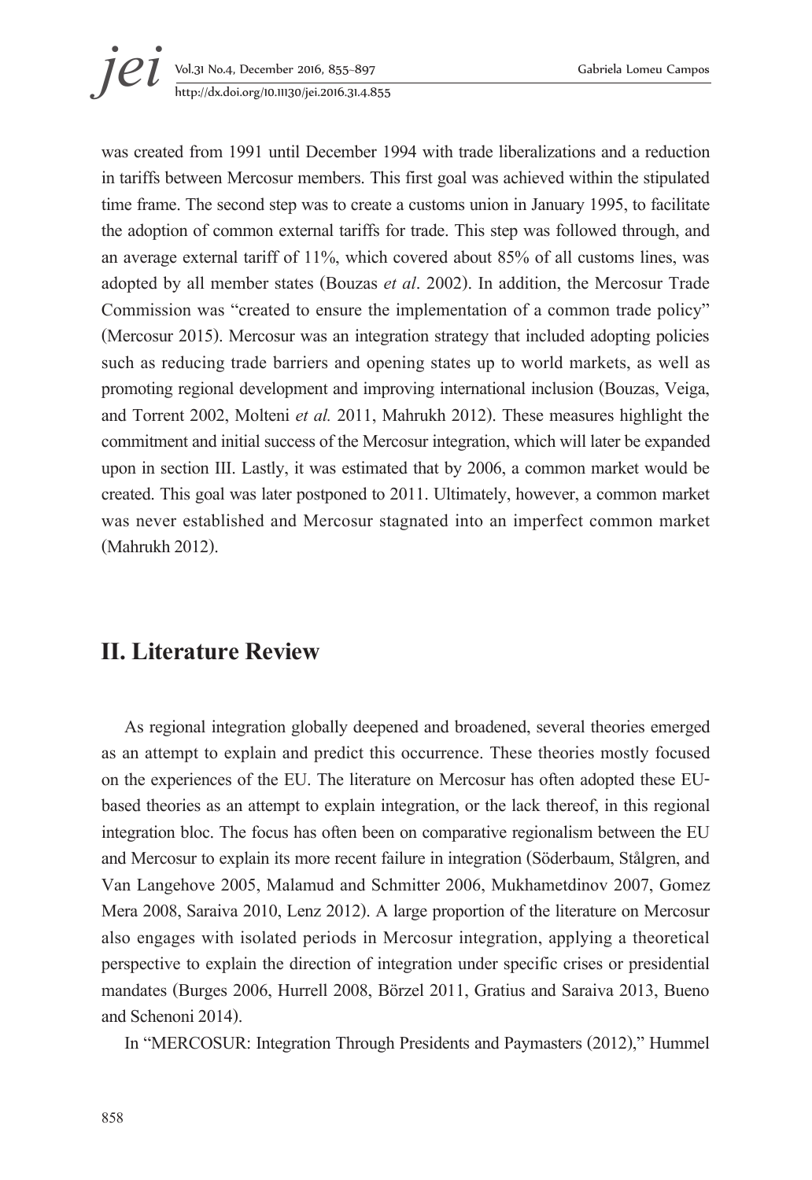was created from 1991 until December 1994 with trade liberalizations and a reduction in tariffs between Mercosur members. This first goal was achieved within the stipulated time frame. The second step was to create a customs union in January 1995, to facilitate the adoption of common external tariffs for trade. This step was followed through, and an average external tariff of 11%, which covered about 85% of all customs lines, was adopted by all member states (Bouzas *et al*. 2002). In addition, the Mercosur Trade Commission was "created to ensure the implementation of a common trade policy" (Mercosur 2015). Mercosur was an integration strategy that included adopting policies such as reducing trade barriers and opening states up to world markets, as well as promoting regional development and improving international inclusion (Bouzas, Veiga, and Torrent 2002, Molteni *et al.* 2011, Mahrukh 2012). These measures highlight the commitment and initial success of the Mercosur integration, which will later be expanded upon in section III. Lastly, it was estimated that by 2006, a common market would be created. This goal was later postponed to 2011. Ultimately, however, a common market was never established and Mercosur stagnated into an imperfect common market (Mahrukh 2012).

## II. Literature Review

As regional integration globally deepened and broadened, several theories emerged as an attempt to explain and predict this occurrence. These theories mostly focused on the experiences of the EU. The literature on Mercosur has often adopted these EU-based theories as an attempt to explain integration, or the lack thereof, in this regional integration bloc. The focus has often been on comparative regionalism between the EU and Mercosur to explain its more recent failure in integration (Söderbaum, Stålgren, and Van Langehove 2005, Malamud and Schmitter 2006, Mukhametdinov 2007, Gomez Mera 2008, Saraiva 2010, Lenz 2012). A large proportion of the literature on Mercosur also engages with isolated periods in Mercosur integration, applying a theoretical perspective to explain the direction of integration under specific crises or presidential mandates (Burges 2006, Hurrell 2008, Börzel 2011, Gratius and Saraiva 2013, Bueno and Schenoni 2014).

In "MERCOSUR: Integration Through Presidents and Paymasters (2012)," Hummel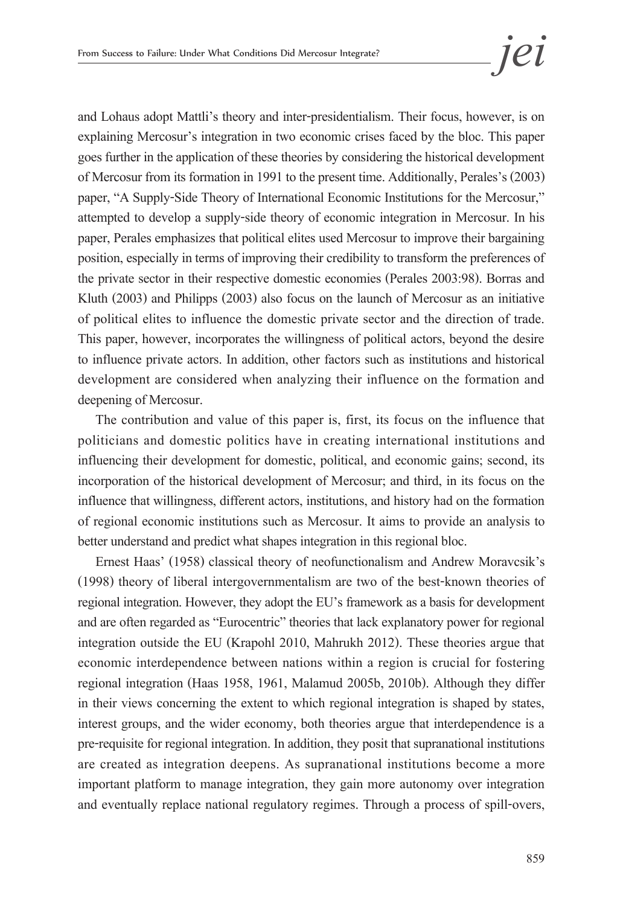and Lohaus adopt Mattli's theory and inter-presidentialism. Their focus, however, is on explaining Mercosur's integration in two economic crises faced by the bloc. This paper goes further in the application of these theories by considering the historical development of Mercosur from its formation in 1991 to the present time. Additionally, Perales's (2003) paper, "A Supply-Side Theory of International Economic Institutions for the Mercosur," attempted to develop a supply-side theory of economic integration in Mercosur. In his paper, Perales emphasizes that political elites used Mercosur to improve their bargaining position, especially in terms of improving their credibility to transform the preferences of the private sector in their respective domestic economies (Perales 2003:98). Borras and Kluth (2003) and Philipps (2003) also focus on the launch of Mercosur as an initiative of political elites to influence the domestic private sector and the direction of trade. This paper, however, incorporates the willingness of political actors, beyond the desire to influence private actors. In addition, other factors such as institutions and historical development are considered when analyzing their influence on the formation and deepening of Mercosur.

The contribution and value of this paper is, first, its focus on the influence that politicians and domestic politics have in creating international institutions and influencing their development for domestic, political, and economic gains; second, its incorporation of the historical development of Mercosur; and third, in its focus on the influence that willingness, different actors, institutions, and history had on the formation of regional economic institutions such as Mercosur. It aims to provide an analysis to better understand and predict what shapes integration in this regional bloc.

Ernest Haas' (1958) classical theory of neofunctionalism and Andrew Moravcsik's (1998) theory of liberal intergovernmentalism are two of the best-known theories of regional integration. However, they adopt the EU's framework as a basis for development and are often regarded as "Eurocentric" theories that lack explanatory power for regional integration outside the EU (Krapohl 2010, Mahrukh 2012). These theories argue that economic interdependence between nations within a region is crucial for fostering regional integration (Haas 1958, 1961, Malamud 2005b, 2010b). Although they differ in their views concerning the extent to which regional integration is shaped by states, interest groups, and the wider economy, both theories argue that interdependence is a pre-requisite for regional integration. In addition, they posit that supranational institutions are created as integration deepens. As supranational institutions become a more important platform to manage integration, they gain more autonomy over integration and eventually replace national regulatory regimes. Through a process of spill-overs,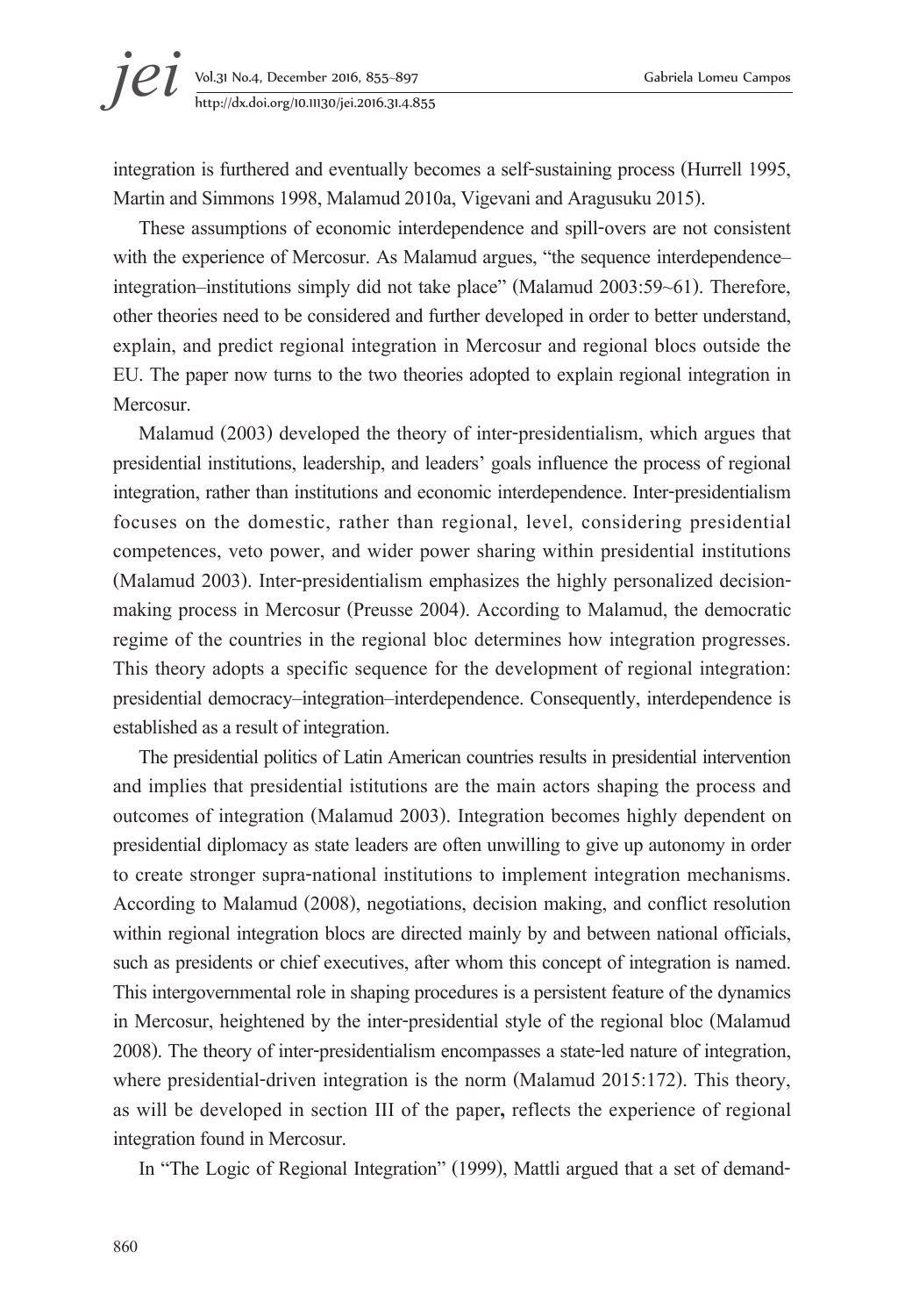integration is furthered and eventually becomes a self-sustaining process (Hurrell 1995, Martin and Simmons 1998, Malamud 2010a, Vigevani and Aragusuku 2015).

These assumptions of economic interdependence and spill-overs are not consistent with the experience of Mercosur. As Malamud argues, "the sequence interdependence–integration–institutions simply did not take place" (Malamud 2003:59~61). Therefore, other theories need to be considered and further developed in order to better understand, explain, and predict regional integration in Mercosur and regional blocs outside the EU. The paper now turns to the two theories adopted to explain regional integration in Mercosur.

Malamud (2003) developed the theory of inter-presidentialism, which argues that presidential institutions, leadership, and leaders' goals influence the process of regional integration, rather than institutions and economic interdependence. Inter-presidentialism focuses on the domestic, rather than regional, level, considering presidential competences, veto power, and wider power sharing within presidential institutions (Malamud 2003). Inter-presidentialism emphasizes the highly personalized decision-making process in Mercosur (Preusse 2004). According to Malamud, the democratic regime of the countries in the regional bloc determines how integration progresses. This theory adopts a specific sequence for the development of regional integration: presidential democracy–integration–interdependence. Consequently, interdependence is established as a result of integration.

The presidential politics of Latin American countries results in presidential intervention and implies that presidential istitutions are the main actors shaping the process and outcomes of integration (Malamud 2003). Integration becomes highly dependent on presidential diplomacy as state leaders are often unwilling to give up autonomy in order to create stronger supra-national institutions to implement integration mechanisms. According to Malamud (2008), negotiations, decision making, and conflict resolution within regional integration blocs are directed mainly by and between national officials, such as presidents or chief executives, after whom this concept of integration is named. This intergovernmental role in shaping procedures is a persistent feature of the dynamics in Mercosur, heightened by the inter-presidential style of the regional bloc (Malamud 2008). The theory of inter-presidentialism encompasses a state-led nature of integration, where presidential-driven integration is the norm (Malamud 2015:172). This theory, as will be developed in section III of the paper**,** reflects the experience of regional integration found in Mercosur.

In "The Logic of Regional Integration" (1999), Mattli argued that a set of demand-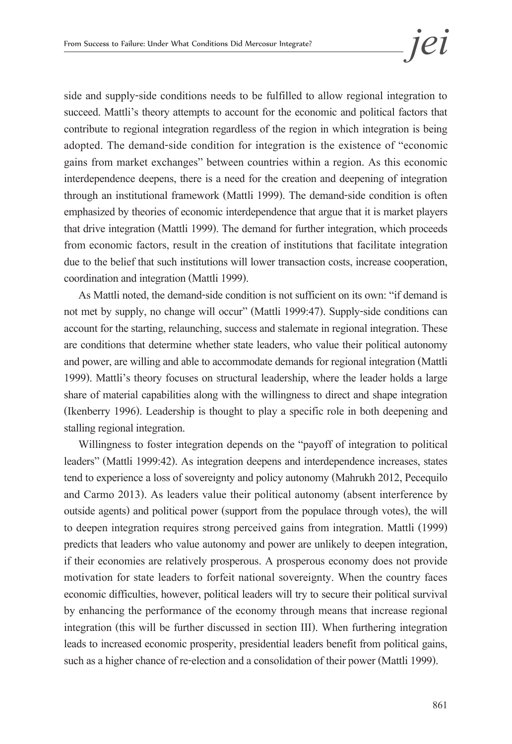side and supply-side conditions needs to be fulfilled to allow regional integration to succeed. Mattli's theory attempts to account for the economic and political factors that contribute to regional integration regardless of the region in which integration is being adopted. The demand-side condition for integration is the existence of "economic gains from market exchanges" between countries within a region. As this economic interdependence deepens, there is a need for the creation and deepening of integration through an institutional framework (Mattli 1999). The demand-side condition is often emphasized by theories of economic interdependence that argue that it is market players that drive integration (Mattli 1999). The demand for further integration, which proceeds from economic factors, result in the creation of institutions that facilitate integration due to the belief that such institutions will lower transaction costs, increase cooperation, coordination and integration (Mattli 1999).

As Mattli noted, the demand-side condition is not sufficient on its own: "if demand is not met by supply, no change will occur" (Mattli 1999:47). Supply-side conditions can account for the starting, relaunching, success and stalemate in regional integration. These are conditions that determine whether state leaders, who value their political autonomy and power, are willing and able to accommodate demands for regional integration (Mattli 1999). Mattli's theory focuses on structural leadership, where the leader holds a large share of material capabilities along with the willingness to direct and shape integration (Ikenberry 1996). Leadership is thought to play a specific role in both deepening and stalling regional integration.

Willingness to foster integration depends on the "payoff of integration to political leaders" (Mattli 1999:42). As integration deepens and interdependence increases, states tend to experience a loss of sovereignty and policy autonomy (Mahrukh 2012, Pecequilo and Carmo 2013). As leaders value their political autonomy (absent interference by outside agents) and political power (support from the populace through votes), the will to deepen integration requires strong perceived gains from integration. Mattli (1999) predicts that leaders who value autonomy and power are unlikely to deepen integration, if their economies are relatively prosperous. A prosperous economy does not provide motivation for state leaders to forfeit national sovereignty. When the country faces economic difficulties, however, political leaders will try to secure their political survival by enhancing the performance of the economy through means that increase regional integration (this will be further discussed in section III). When furthering integration leads to increased economic prosperity, presidential leaders benefit from political gains, such as a higher chance of re-election and a consolidation of their power (Mattli 1999).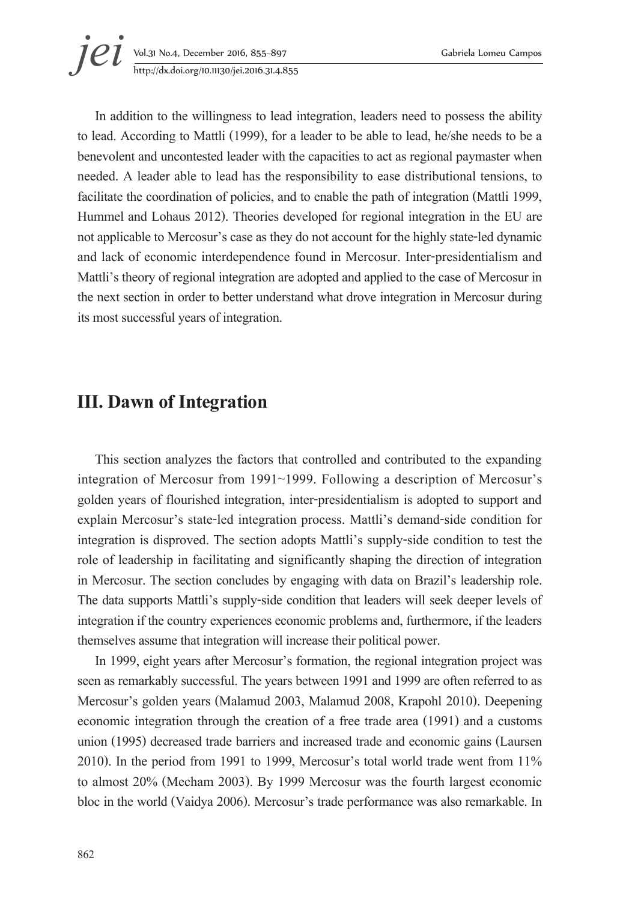In addition to the willingness to lead integration, leaders need to possess the ability to lead. According to Mattli (1999), for a leader to be able to lead, he/she needs to be a benevolent and uncontested leader with the capacities to act as regional paymaster when needed. A leader able to lead has the responsibility to ease distributional tensions, to facilitate the coordination of policies, and to enable the path of integration (Mattli 1999, Hummel and Lohaus 2012). Theories developed for regional integration in the EU are not applicable to Mercosur's case as they do not account for the highly state-led dynamic and lack of economic interdependence found in Mercosur. Inter-presidentialism and Mattli's theory of regional integration are adopted and applied to the case of Mercosur in the next section in order to better understand what drove integration in Mercosur during its most successful years of integration.

## III. Dawn of Integration

This section analyzes the factors that controlled and contributed to the expanding integration of Mercosur from 1991~1999. Following a description of Mercosur's golden years of flourished integration, inter-presidentialism is adopted to support and explain Mercosur's state-led integration process. Mattli's demand-side condition for integration is disproved. The section adopts Mattli's supply-side condition to test the role of leadership in facilitating and significantly shaping the direction of integration in Mercosur. The section concludes by engaging with data on Brazil's leadership role. The data supports Mattli's supply-side condition that leaders will seek deeper levels of integration if the country experiences economic problems and, furthermore, if the leaders themselves assume that integration will increase their political power.

In 1999, eight years after Mercosur's formation, the regional integration project was seen as remarkably successful. The years between 1991 and 1999 are often referred to as Mercosur's golden years (Malamud 2003, Malamud 2008, Krapohl 2010). Deepening economic integration through the creation of a free trade area (1991) and a customs union (1995) decreased trade barriers and increased trade and economic gains (Laursen 2010). In the period from 1991 to 1999, Mercosur's total world trade went from 11% to almost 20% (Mecham 2003). By 1999 Mercosur was the fourth largest economic bloc in the world (Vaidya 2006). Mercosur's trade performance was also remarkable. In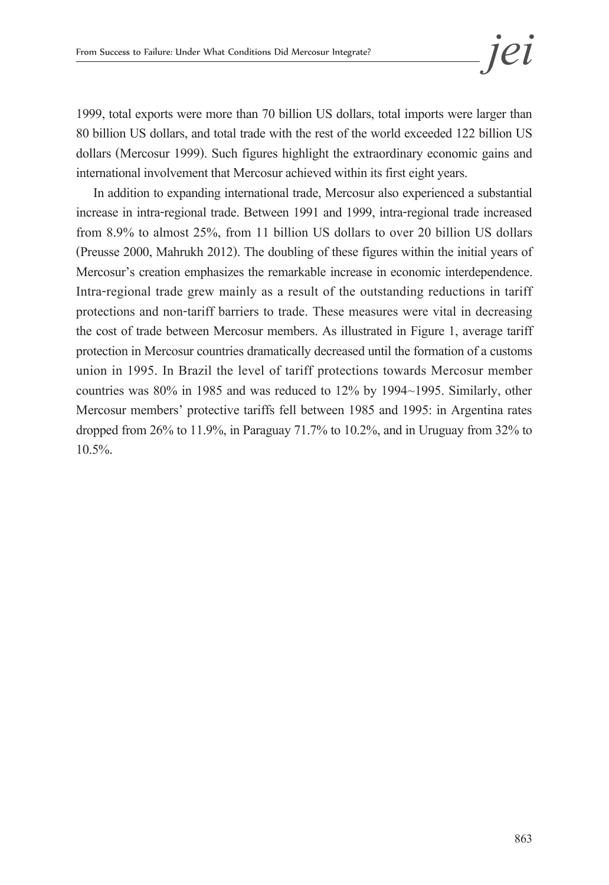1999, total exports were more than 70 billion US dollars, total imports were larger than 80 billion US dollars, and total trade with the rest of the world exceeded 122 billion US dollars (Mercosur 1999). Such figures highlight the extraordinary economic gains and international involvement that Mercosur achieved within its first eight years.

In addition to expanding international trade, Mercosur also experienced a substantial increase in intra-regional trade. Between 1991 and 1999, intra-regional trade increased from 8.9% to almost 25%, from 11 billion US dollars to over 20 billion US dollars (Preusse 2000, Mahrukh 2012). The doubling of these figures within the initial years of Mercosur's creation emphasizes the remarkable increase in economic interdependence. Intra-regional trade grew mainly as a result of the outstanding reductions in tariff protections and non-tariff barriers to trade. These measures were vital in decreasing the cost of trade between Mercosur members. As illustrated in Figure 1, average tariff protection in Mercosur countries dramatically decreased until the formation of a customs union in 1995. In Brazil the level of tariff protections towards Mercosur member countries was 80% in 1985 and was reduced to 12% by 1994~1995. Similarly, other Mercosur members' protective tariffs fell between 1985 and 1995: in Argentina rates dropped from 26% to 11.9%, in Paraguay 71.7% to 10.2%, and in Uruguay from 32% to 10.5%.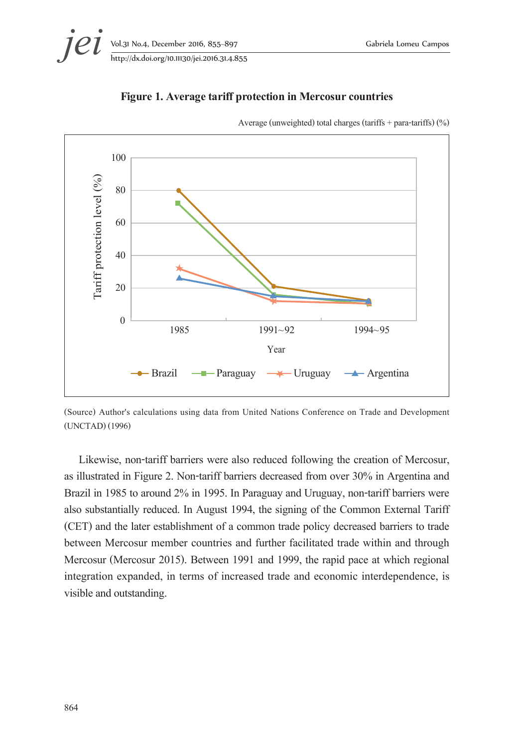**Figure 1. Average tariff protection in Mercosur countries**

Average (unweighted) total charges (tariffs + para-tariffs) (%)

(Source) Author's calculations using data from United Nations Conference on Trade and Development (UNCTAD) (1996)

Likewise, non-tariff barriers were also reduced following the creation of Mercosur, as illustrated in Figure 2. Non-tariff barriers decreased from over 30% in Argentina and Brazil in 1985 to around 2% in 1995. In Paraguay and Uruguay, non-tariff barriers were also substantially reduced. In August 1994, the signing of the Common External Tariff (CET) and the later establishment of a common trade policy decreased barriers to trade between Mercosur member countries and further facilitated trade within and through Mercosur (Mercosur 2015). Between 1991 and 1999, the rapid pace at which regional integration expanded, in terms of increased trade and economic interdependence, is visible and outstanding.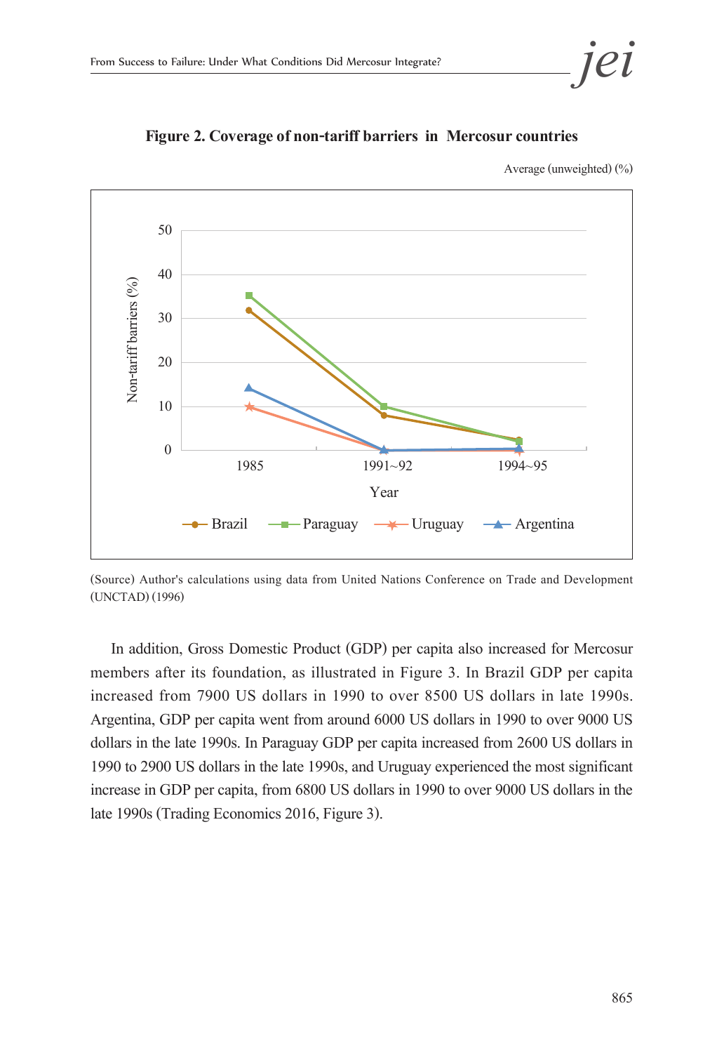**Figure 2. Coverage of non-tariff barriers in Mercosur countries**

Average (unweighted) (%)

(Source) Author's calculations using data from United Nations Conference on Trade and Development (UNCTAD) (1996)

In addition, Gross Domestic Product (GDP) per capita also increased for Mercosur members after its foundation, as illustrated in Figure 3. In Brazil GDP per capita increased from 7900 US dollars in 1990 to over 8500 US dollars in late 1990s. Argentina, GDP per capita went from around 6000 US dollars in 1990 to over 9000 US dollars in the late 1990s. In Paraguay GDP per capita increased from 2600 US dollars in 1990 to 2900 US dollars in the late 1990s, and Uruguay experienced the most significant increase in GDP per capita, from 6800 US dollars in 1990 to over 9000 US dollars in the late 1990s (Trading Economics 2016, Figure 3).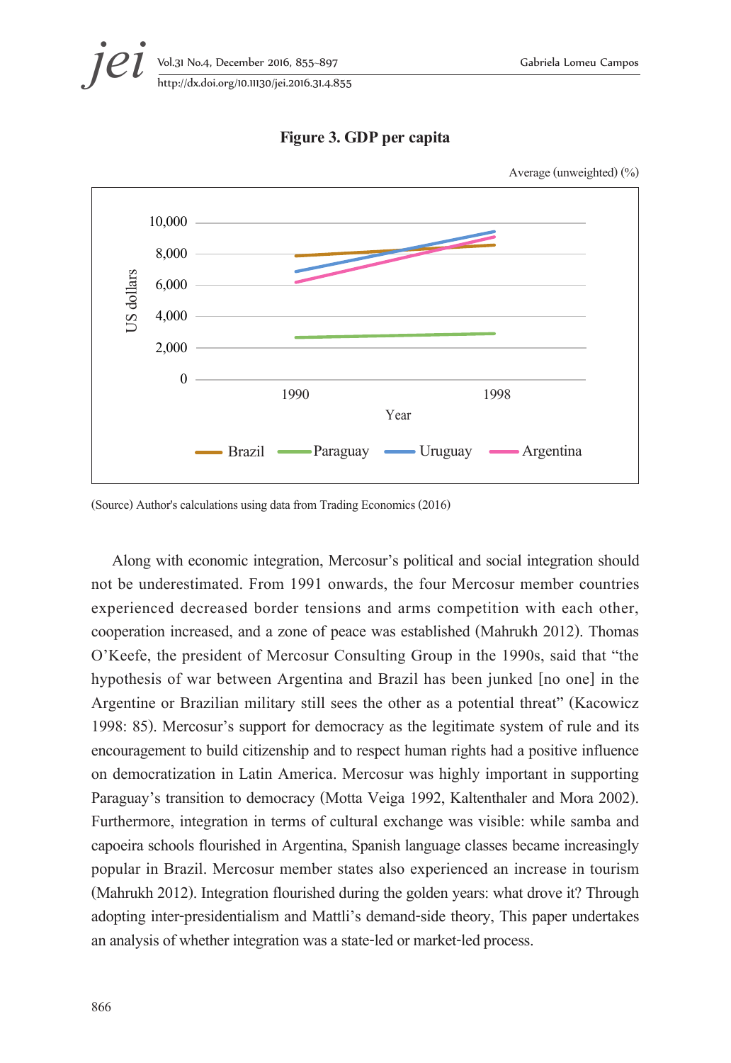**Figure 3. GDP per capita**

Average (unweighted) (%)

(Source) Author's calculations using data from Trading Economics (2016)

Along with economic integration, Mercosur's political and social integration should not be underestimated. From 1991 onwards, the four Mercosur member countries experienced decreased border tensions and arms competition with each other, cooperation increased, and a zone of peace was established (Mahrukh 2012). Thomas O'Keefe, the president of Mercosur Consulting Group in the 1990s, said that "the hypothesis of war between Argentina and Brazil has been junked [no one] in the Argentine or Brazilian military still sees the other as a potential threat" (Kacowicz 1998: 85). Mercosur's support for democracy as the legitimate system of rule and its encouragement to build citizenship and to respect human rights had a positive influence on democratization in Latin America. Mercosur was highly important in supporting Paraguay's transition to democracy (Motta Veiga 1992, Kaltenthaler and Mora 2002). Furthermore, integration in terms of cultural exchange was visible: while samba and capoeira schools flourished in Argentina, Spanish language classes became increasingly popular in Brazil. Mercosur member states also experienced an increase in tourism (Mahrukh 2012). Integration flourished during the golden years: what drove it? Through adopting inter-presidentialism and Mattli's demand-side theory, This paper undertakes an analysis of whether integration was a state-led or market-led process.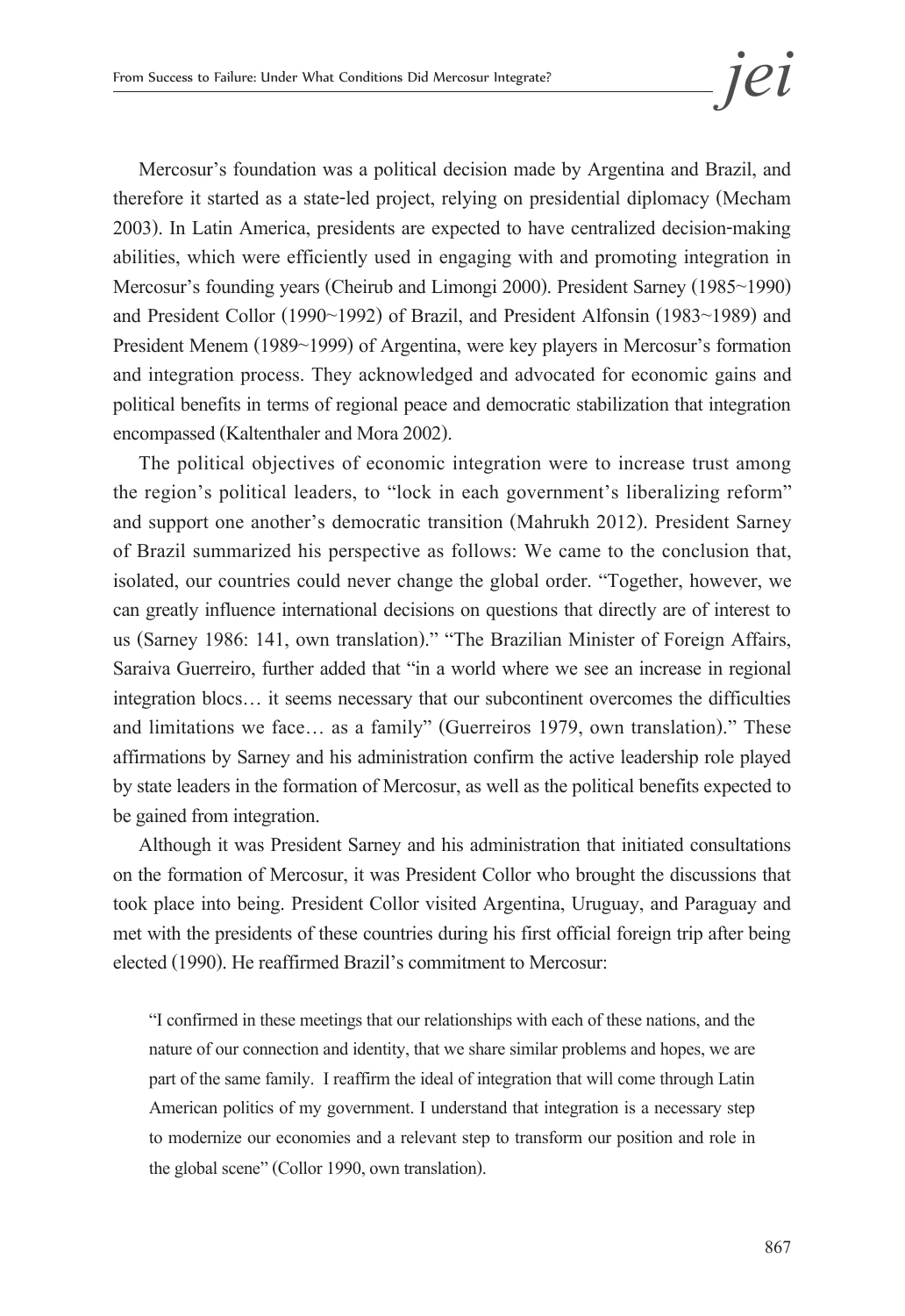Mercosur's foundation was a political decision made by Argentina and Brazil, and therefore it started as a state-led project, relying on presidential diplomacy (Mecham 2003). In Latin America, presidents are expected to have centralized decision-making abilities, which were efficiently used in engaging with and promoting integration in Mercosur's founding years (Cheirub and Limongi 2000). President Sarney (1985~1990) and President Collor (1990~1992) of Brazil, and President Alfonsin (1983~1989) and President Menem (1989~1999) of Argentina, were key players in Mercosur's formation and integration process. They acknowledged and advocated for economic gains and political benefits in terms of regional peace and democratic stabilization that integration encompassed (Kaltenthaler and Mora 2002).

The political objectives of economic integration were to increase trust among the region's political leaders, to "lock in each government's liberalizing reform" and support one another's democratic transition (Mahrukh 2012). President Sarney of Brazil summarized his perspective as follows: We came to the conclusion that, isolated, our countries could never change the global order. "Together, however, we can greatly influence international decisions on questions that directly are of interest to us (Sarney 1986: 141, own translation)." "The Brazilian Minister of Foreign Affairs, Saraiva Guerreiro, further added that "in a world where we see an increase in regional integration blocs… it seems necessary that our subcontinent overcomes the difficulties and limitations we face… as a family" (Guerreiros 1979, own translation)." These affirmations by Sarney and his administration confirm the active leadership role played by state leaders in the formation of Mercosur, as well as the political benefits expected to be gained from integration.

Although it was President Sarney and his administration that initiated consultations on the formation of Mercosur, it was President Collor who brought the discussions that took place into being. President Collor visited Argentina, Uruguay, and Paraguay and met with the presidents of these countries during his first official foreign trip after being elected (1990). He reaffirmed Brazil's commitment to Mercosur:

> "I confirmed in these meetings that our relationships with each of these nations, and the nature of our connection and identity, that we share similar problems and hopes, we are part of the same family. I reaffirm the ideal of integration that will come through Latin American politics of my government. I understand that integration is a necessary step to modernize our economies and a relevant step to transform our position and role in the global scene" (Collor 1990, own translation).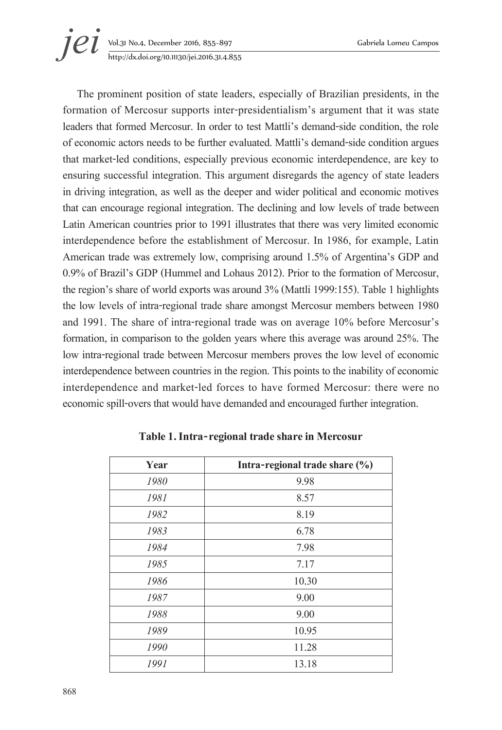The prominent position of state leaders, especially of Brazilian presidents, in the formation of Mercosur supports inter-presidentialism's argument that it was state leaders that formed Mercosur. In order to test Mattli's demand-side condition, the role of economic actors needs to be further evaluated. Mattli's demand-side condition argues that market-led conditions, especially previous economic interdependence, are key to ensuring successful integration. This argument disregards the agency of state leaders in driving integration, as well as the deeper and wider political and economic motives that can encourage regional integration. The declining and low levels of trade between Latin American countries prior to 1991 illustrates that there was very limited economic interdependence before the establishment of Mercosur. In 1986, for example, Latin American trade was extremely low, comprising around 1.5% of Argentina's GDP and 0.9% of Brazil's GDP (Hummel and Lohaus 2012). Prior to the formation of Mercosur, the region's share of world exports was around 3% (Mattli 1999:155). Table 1 highlights the low levels of intra-regional trade share amongst Mercosur members between 1980 and 1991. The share of intra-regional trade was on average 10% before Mercosur's formation, in comparison to the golden years where this average was around 25%. The low intra-regional trade between Mercosur members proves the low level of economic interdependence between countries in the region. This points to the inability of economic interdependence and market-led forces to have formed Mercosur: there were no economic spill-overs that would have demanded and encouraged further integration.

**Table 1. Intra-regional trade share in Mercosur**

| Year | Intra-regional trade share (%) |
|---|---|
| *1980* | 9.98 |
| *1981* | 8.57 |
| *1982* | 8.19 |
| *1983* | 6.78 |
| *1984* | 7.98 |
| *1985* | 7.17 |
| *1986* | 10.30 |
| *1987* | 9.00 |
| *1988* | 9.00 |
| *1989* | 10.95 |
| *1990* | 11.28 |
| *1991* | 13.18 |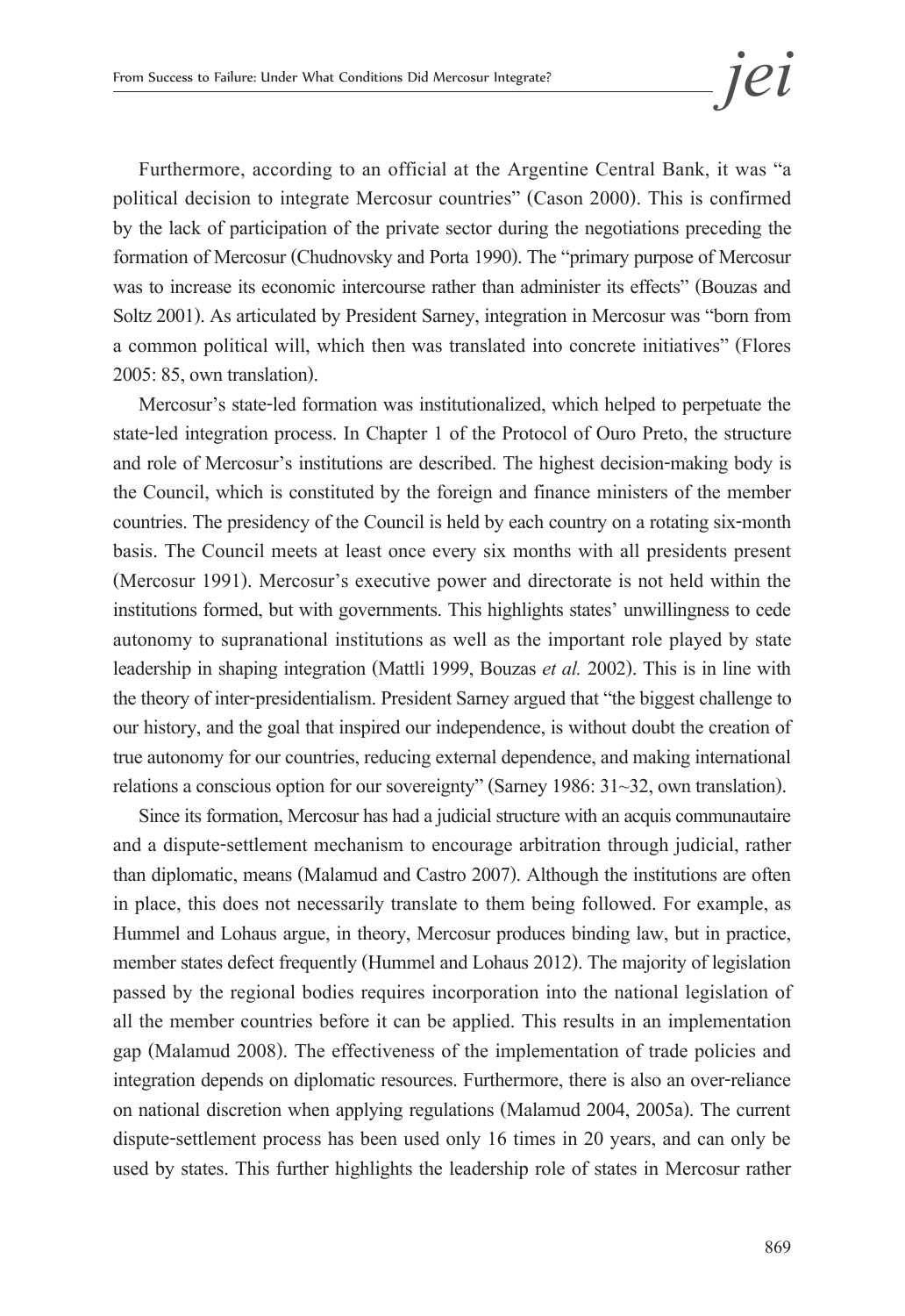Furthermore, according to an official at the Argentine Central Bank, it was "a political decision to integrate Mercosur countries" (Cason 2000). This is confirmed by the lack of participation of the private sector during the negotiations preceding the formation of Mercosur (Chudnovsky and Porta 1990). The "primary purpose of Mercosur was to increase its economic intercourse rather than administer its effects" (Bouzas and Soltz 2001). As articulated by President Sarney, integration in Mercosur was "born from a common political will, which then was translated into concrete initiatives" (Flores 2005: 85, own translation).

Mercosur's state-led formation was institutionalized, which helped to perpetuate the state-led integration process. In Chapter 1 of the Protocol of Ouro Preto, the structure and role of Mercosur's institutions are described. The highest decision-making body is the Council, which is constituted by the foreign and finance ministers of the member countries. The presidency of the Council is held by each country on a rotating six-month basis. The Council meets at least once every six months with all presidents present (Mercosur 1991). Mercosur's executive power and directorate is not held within the institutions formed, but with governments. This highlights states' unwillingness to cede autonomy to supranational institutions as well as the important role played by state leadership in shaping integration (Mattli 1999, Bouzas *et al.* 2002). This is in line with the theory of inter-presidentialism. President Sarney argued that "the biggest challenge to our history, and the goal that inspired our independence, is without doubt the creation of true autonomy for our countries, reducing external dependence, and making international relations a conscious option for our sovereignty" (Sarney 1986: 31~32, own translation).

Since its formation, Mercosur has had a judicial structure with an acquis communautaire and a dispute-settlement mechanism to encourage arbitration through judicial, rather than diplomatic, means (Malamud and Castro 2007). Although the institutions are often in place, this does not necessarily translate to them being followed. For example, as Hummel and Lohaus argue, in theory, Mercosur produces binding law, but in practice, member states defect frequently (Hummel and Lohaus 2012). The majority of legislation passed by the regional bodies requires incorporation into the national legislation of all the member countries before it can be applied. This results in an implementation gap (Malamud 2008). The effectiveness of the implementation of trade policies and integration depends on diplomatic resources. Furthermore, there is also an over-reliance on national discretion when applying regulations (Malamud 2004, 2005a). The current dispute-settlement process has been used only 16 times in 20 years, and can only be used by states. This further highlights the leadership role of states in Mercosur rather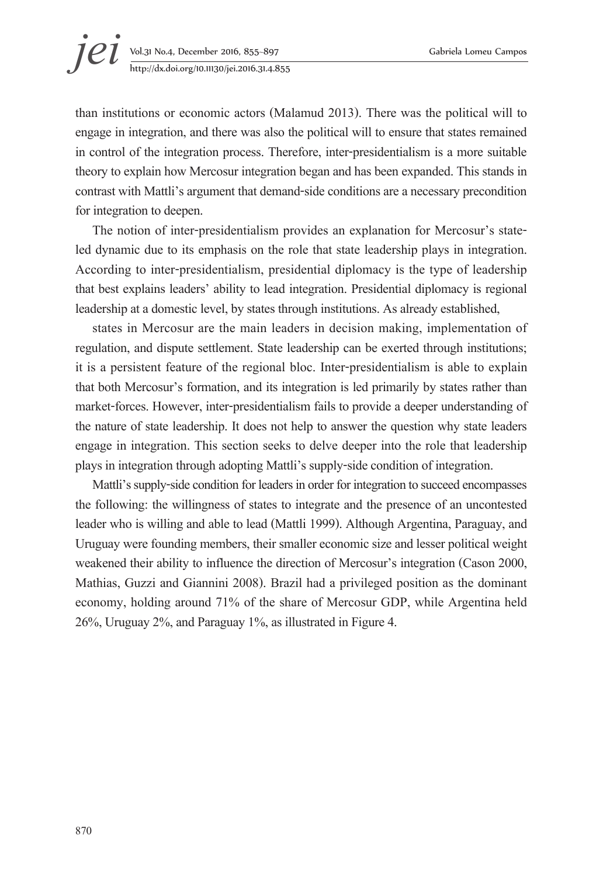than institutions or economic actors (Malamud 2013). There was the political will to engage in integration, and there was also the political will to ensure that states remained in control of the integration process. Therefore, inter-presidentialism is a more suitable theory to explain how Mercosur integration began and has been expanded. This stands in contrast with Mattli's argument that demand-side conditions are a necessary precondition for integration to deepen.

The notion of inter-presidentialism provides an explanation for Mercosur's state-led dynamic due to its emphasis on the role that state leadership plays in integration. According to inter-presidentialism, presidential diplomacy is the type of leadership that best explains leaders' ability to lead integration. Presidential diplomacy is regional leadership at a domestic level, by states through institutions. As already established,

states in Mercosur are the main leaders in decision making, implementation of regulation, and dispute settlement. State leadership can be exerted through institutions; it is a persistent feature of the regional bloc. Inter-presidentialism is able to explain that both Mercosur's formation, and its integration is led primarily by states rather than market-forces. However, inter-presidentialism fails to provide a deeper understanding of the nature of state leadership. It does not help to answer the question why state leaders engage in integration. This section seeks to delve deeper into the role that leadership plays in integration through adopting Mattli's supply-side condition of integration.

Mattli's supply-side condition for leaders in order for integration to succeed encompasses the following: the willingness of states to integrate and the presence of an uncontested leader who is willing and able to lead (Mattli 1999). Although Argentina, Paraguay, and Uruguay were founding members, their smaller economic size and lesser political weight weakened their ability to influence the direction of Mercosur's integration (Cason 2000, Mathias, Guzzi and Giannini 2008). Brazil had a privileged position as the dominant economy, holding around 71% of the share of Mercosur GDP, while Argentina held 26%, Uruguay 2%, and Paraguay 1%, as illustrated in Figure 4.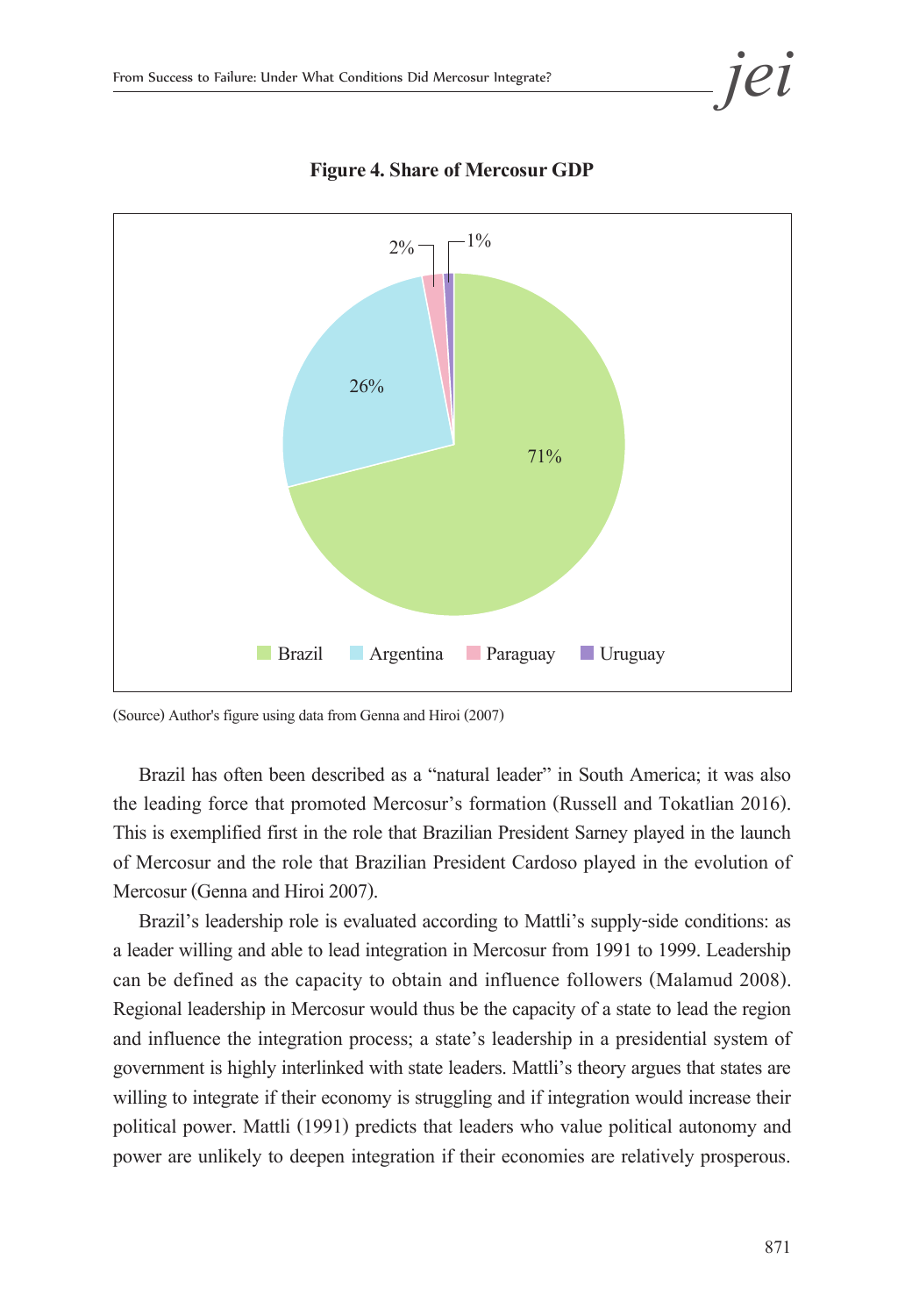**Figure 4. Share of Mercosur GDP**

(Source) Author's figure using data from Genna and Hiroi (2007)

Brazil has often been described as a "natural leader" in South America; it was also the leading force that promoted Mercosur's formation (Russell and Tokatlian 2016). This is exemplified first in the role that Brazilian President Sarney played in the launch of Mercosur and the role that Brazilian President Cardoso played in the evolution of Mercosur (Genna and Hiroi 2007).

Brazil's leadership role is evaluated according to Mattli's supply-side conditions: as a leader willing and able to lead integration in Mercosur from 1991 to 1999. Leadership can be defined as the capacity to obtain and influence followers (Malamud 2008). Regional leadership in Mercosur would thus be the capacity of a state to lead the region and influence the integration process; a state's leadership in a presidential system of government is highly interlinked with state leaders. Mattli's theory argues that states are willing to integrate if their economy is struggling and if integration would increase their political power. Mattli (1991) predicts that leaders who value political autonomy and power are unlikely to deepen integration if their economies are relatively prosperous.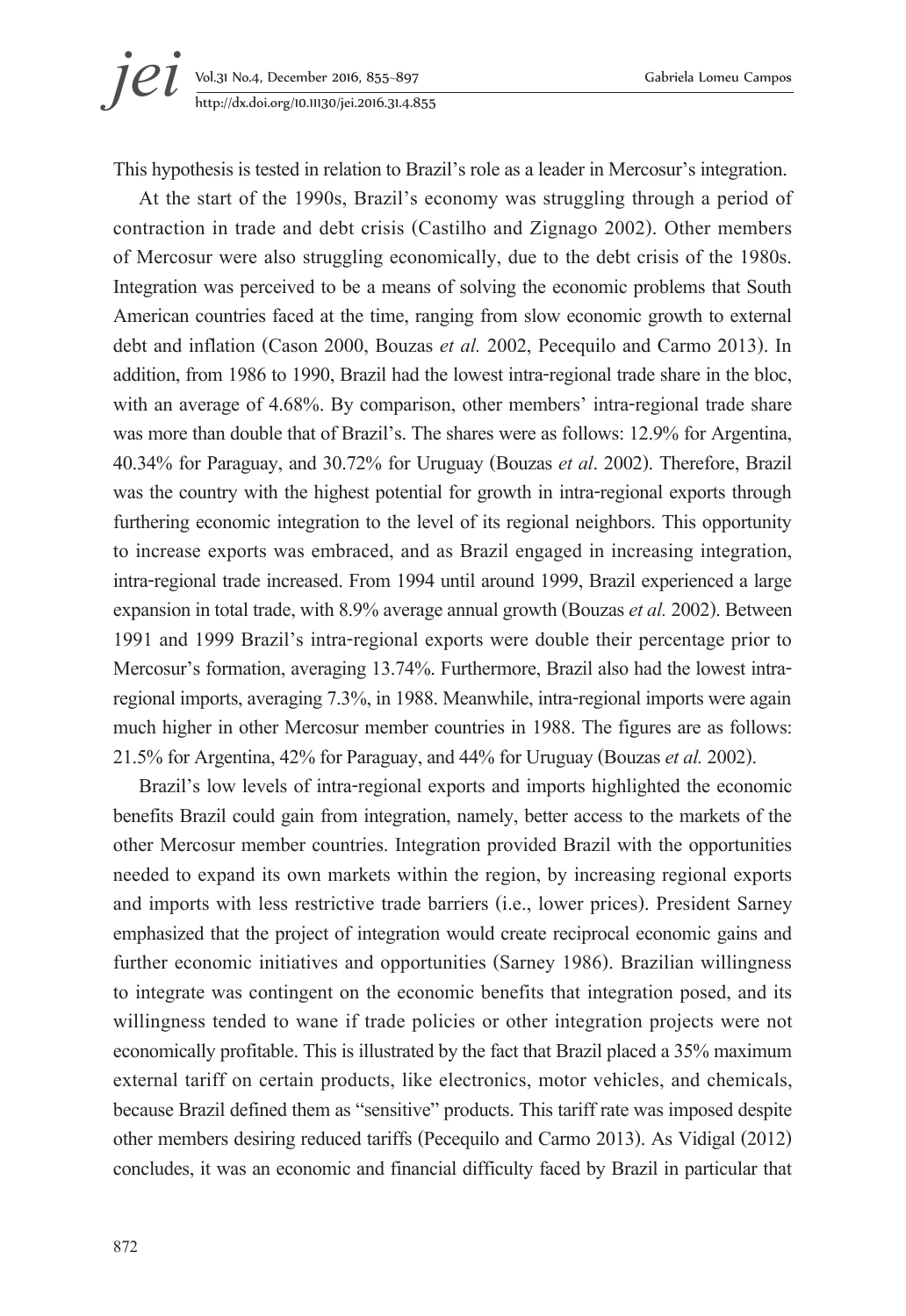This hypothesis is tested in relation to Brazil's role as a leader in Mercosur's integration.

At the start of the 1990s, Brazil's economy was struggling through a period of contraction in trade and debt crisis (Castilho and Zignago 2002). Other members of Mercosur were also struggling economically, due to the debt crisis of the 1980s. Integration was perceived to be a means of solving the economic problems that South American countries faced at the time, ranging from slow economic growth to external debt and inflation (Cason 2000, Bouzas *et al.* 2002, Pecequilo and Carmo 2013). In addition, from 1986 to 1990, Brazil had the lowest intra-regional trade share in the bloc, with an average of 4.68%. By comparison, other members' intra-regional trade share was more than double that of Brazil's. The shares were as follows: 12.9% for Argentina, 40.34% for Paraguay, and 30.72% for Uruguay (Bouzas *et al*. 2002). Therefore, Brazil was the country with the highest potential for growth in intra-regional exports through furthering economic integration to the level of its regional neighbors. This opportunity to increase exports was embraced, and as Brazil engaged in increasing integration, intra-regional trade increased. From 1994 until around 1999, Brazil experienced a large expansion in total trade, with 8.9% average annual growth (Bouzas *et al.* 2002). Between 1991 and 1999 Brazil's intra-regional exports were double their percentage prior to Mercosur's formation, averaging 13.74%. Furthermore, Brazil also had the lowest intra-regional imports, averaging 7.3%, in 1988. Meanwhile, intra-regional imports were again much higher in other Mercosur member countries in 1988. The figures are as follows: 21.5% for Argentina, 42% for Paraguay, and 44% for Uruguay (Bouzas *et al.* 2002).

Brazil's low levels of intra-regional exports and imports highlighted the economic benefits Brazil could gain from integration, namely, better access to the markets of the other Mercosur member countries. Integration provided Brazil with the opportunities needed to expand its own markets within the region, by increasing regional exports and imports with less restrictive trade barriers (i.e., lower prices). President Sarney emphasized that the project of integration would create reciprocal economic gains and further economic initiatives and opportunities (Sarney 1986). Brazilian willingness to integrate was contingent on the economic benefits that integration posed, and its willingness tended to wane if trade policies or other integration projects were not economically profitable. This is illustrated by the fact that Brazil placed a 35% maximum external tariff on certain products, like electronics, motor vehicles, and chemicals, because Brazil defined them as "sensitive" products. This tariff rate was imposed despite other members desiring reduced tariffs (Pecequilo and Carmo 2013). As Vidigal (2012) concludes, it was an economic and financial difficulty faced by Brazil in particular that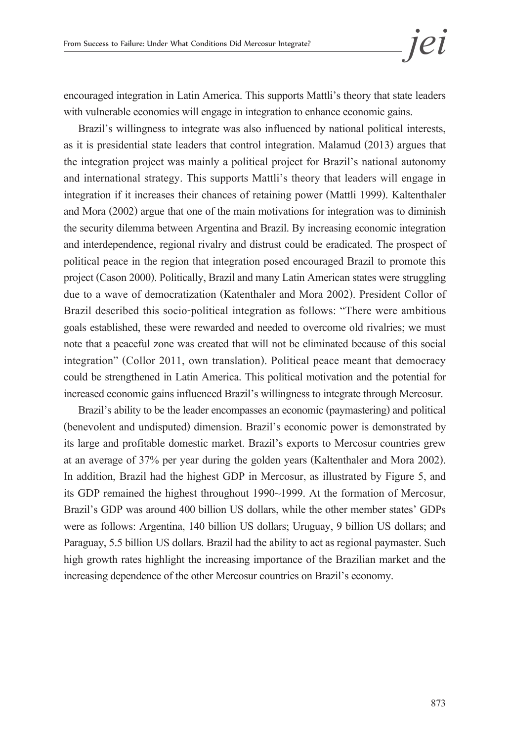encouraged integration in Latin America. This supports Mattli's theory that state leaders with vulnerable economies will engage in integration to enhance economic gains.

Brazil's willingness to integrate was also influenced by national political interests, as it is presidential state leaders that control integration. Malamud (2013) argues that the integration project was mainly a political project for Brazil's national autonomy and international strategy. This supports Mattli's theory that leaders will engage in integration if it increases their chances of retaining power (Mattli 1999). Kaltenthaler and Mora (2002) argue that one of the main motivations for integration was to diminish the security dilemma between Argentina and Brazil. By increasing economic integration and interdependence, regional rivalry and distrust could be eradicated. The prospect of political peace in the region that integration posed encouraged Brazil to promote this project (Cason 2000). Politically, Brazil and many Latin American states were struggling due to a wave of democratization (Katenthaler and Mora 2002). President Collor of Brazil described this socio-political integration as follows: "There were ambitious goals established, these were rewarded and needed to overcome old rivalries; we must note that a peaceful zone was created that will not be eliminated because of this social integration" (Collor 2011, own translation). Political peace meant that democracy could be strengthened in Latin America. This political motivation and the potential for increased economic gains influenced Brazil's willingness to integrate through Mercosur.

Brazil's ability to be the leader encompasses an economic (paymastering) and political (benevolent and undisputed) dimension. Brazil's economic power is demonstrated by its large and profitable domestic market. Brazil's exports to Mercosur countries grew at an average of 37% per year during the golden years (Kaltenthaler and Mora 2002). In addition, Brazil had the highest GDP in Mercosur, as illustrated by Figure 5, and its GDP remained the highest throughout 1990~1999. At the formation of Mercosur, Brazil's GDP was around 400 billion US dollars, while the other member states' GDPs were as follows: Argentina, 140 billion US dollars; Uruguay, 9 billion US dollars; and Paraguay, 5.5 billion US dollars. Brazil had the ability to act as regional paymaster. Such high growth rates highlight the increasing importance of the Brazilian market and the increasing dependence of the other Mercosur countries on Brazil's economy.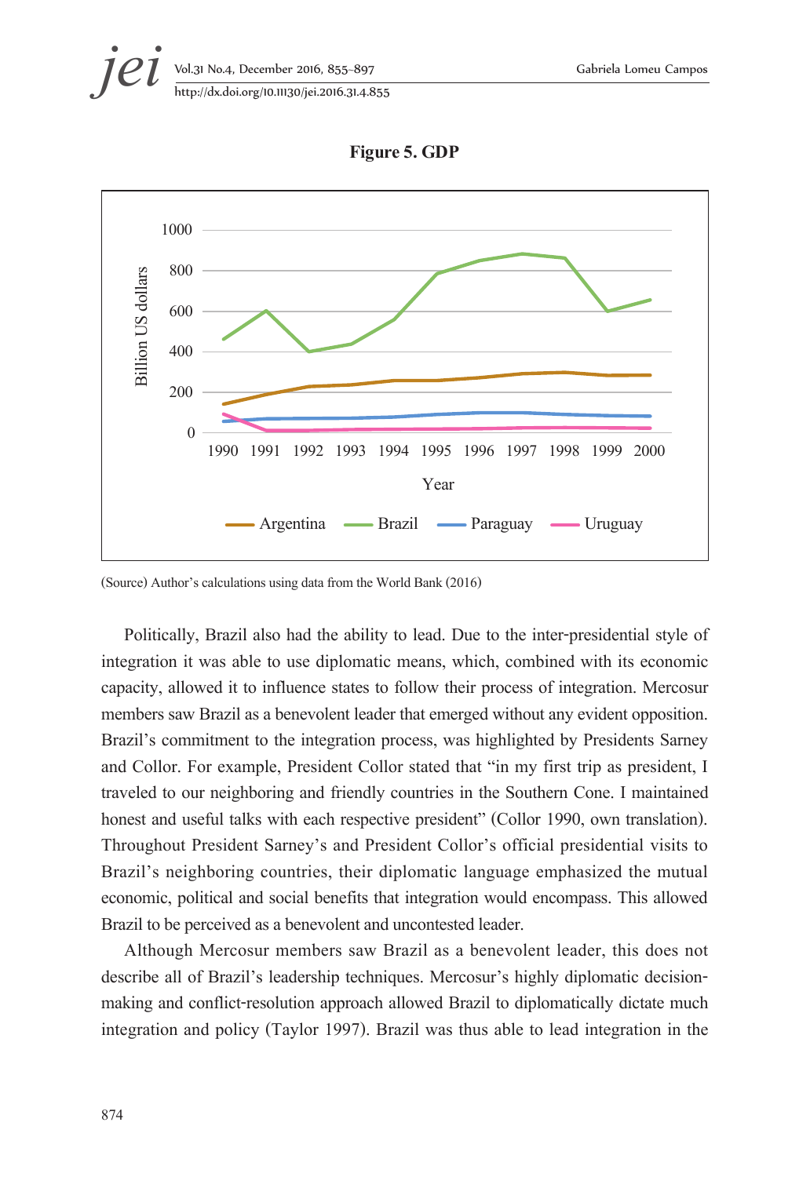**Figure 5. GDP**

(Source) Author's calculations using data from the World Bank (2016)

Politically, Brazil also had the ability to lead. Due to the inter-presidential style of integration it was able to use diplomatic means, which, combined with its economic capacity, allowed it to influence states to follow their process of integration. Mercosur members saw Brazil as a benevolent leader that emerged without any evident opposition. Brazil's commitment to the integration process, was highlighted by Presidents Sarney and Collor. For example, President Collor stated that "in my first trip as president, I traveled to our neighboring and friendly countries in the Southern Cone. I maintained honest and useful talks with each respective president" (Collor 1990, own translation). Throughout President Sarney's and President Collor's official presidential visits to Brazil's neighboring countries, their diplomatic language emphasized the mutual economic, political and social benefits that integration would encompass. This allowed Brazil to be perceived as a benevolent and uncontested leader.

Although Mercosur members saw Brazil as a benevolent leader, this does not describe all of Brazil's leadership techniques. Mercosur's highly diplomatic decision-making and conflict-resolution approach allowed Brazil to diplomatically dictate much integration and policy (Taylor 1997). Brazil was thus able to lead integration in the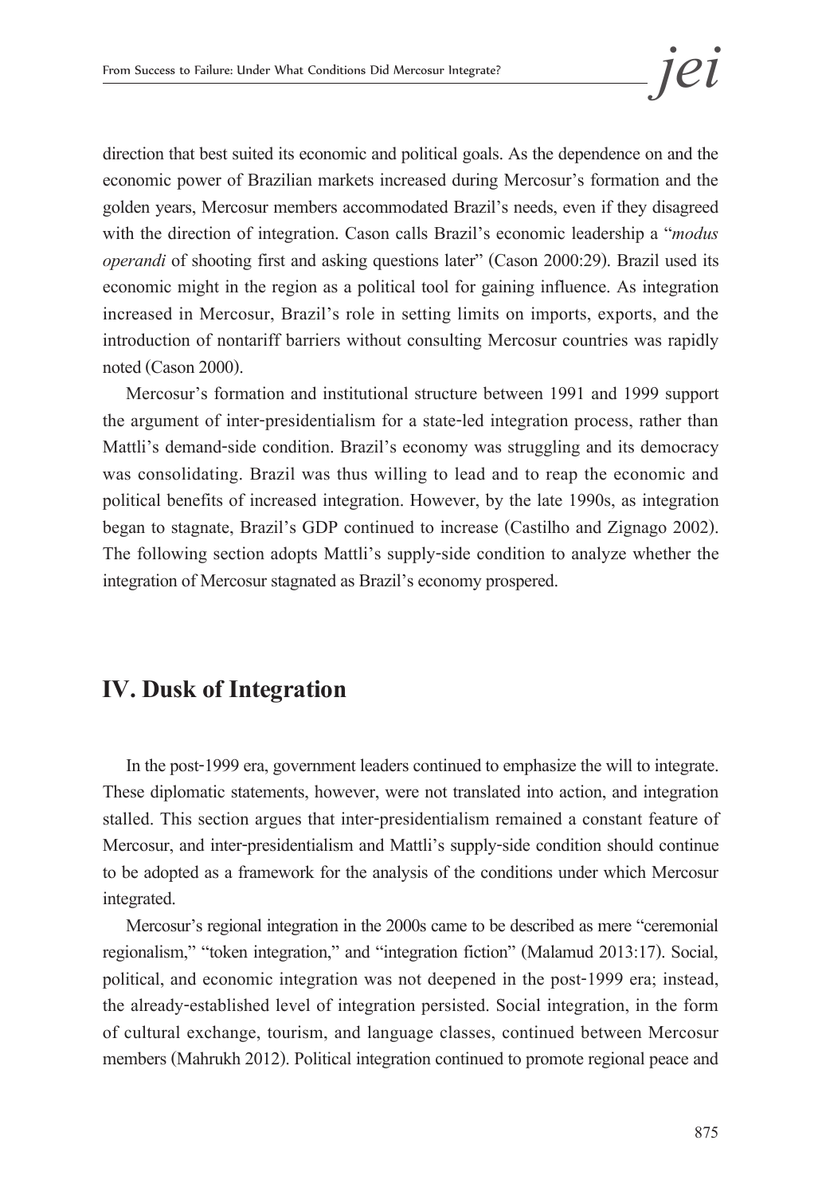direction that best suited its economic and political goals. As the dependence on and the economic power of Brazilian markets increased during Mercosur's formation and the golden years, Mercosur members accommodated Brazil's needs, even if they disagreed with the direction of integration. Cason calls Brazil's economic leadership a "*modus operandi* of shooting first and asking questions later" (Cason 2000:29). Brazil used its economic might in the region as a political tool for gaining influence. As integration increased in Mercosur, Brazil's role in setting limits on imports, exports, and the introduction of nontariff barriers without consulting Mercosur countries was rapidly noted (Cason 2000).

Mercosur's formation and institutional structure between 1991 and 1999 support the argument of inter-presidentialism for a state-led integration process, rather than Mattli's demand-side condition. Brazil's economy was struggling and its democracy was consolidating. Brazil was thus willing to lead and to reap the economic and political benefits of increased integration. However, by the late 1990s, as integration began to stagnate, Brazil's GDP continued to increase (Castilho and Zignago 2002). The following section adopts Mattli's supply-side condition to analyze whether the integration of Mercosur stagnated as Brazil's economy prospered.

## IV. Dusk of Integration

In the post-1999 era, government leaders continued to emphasize the will to integrate. These diplomatic statements, however, were not translated into action, and integration stalled. This section argues that inter-presidentialism remained a constant feature of Mercosur, and inter-presidentialism and Mattli's supply-side condition should continue to be adopted as a framework for the analysis of the conditions under which Mercosur integrated.

Mercosur's regional integration in the 2000s came to be described as mere "ceremonial regionalism," "token integration," and "integration fiction" (Malamud 2013:17). Social, political, and economic integration was not deepened in the post-1999 era; instead, the already-established level of integration persisted. Social integration, in the form of cultural exchange, tourism, and language classes, continued between Mercosur members (Mahrukh 2012). Political integration continued to promote regional peace and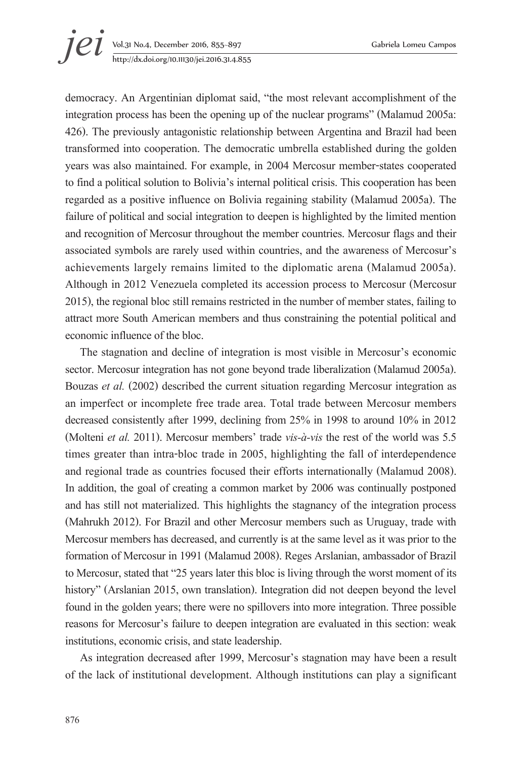democracy. An Argentinian diplomat said, "the most relevant accomplishment of the integration process has been the opening up of the nuclear programs" (Malamud 2005a: 426). The previously antagonistic relationship between Argentina and Brazil had been transformed into cooperation. The democratic umbrella established during the golden years was also maintained. For example, in 2004 Mercosur member-states cooperated to find a political solution to Bolivia's internal political crisis. This cooperation has been regarded as a positive influence on Bolivia regaining stability (Malamud 2005a). The failure of political and social integration to deepen is highlighted by the limited mention and recognition of Mercosur throughout the member countries. Mercosur flags and their associated symbols are rarely used within countries, and the awareness of Mercosur's achievements largely remains limited to the diplomatic arena (Malamud 2005a). Although in 2012 Venezuela completed its accession process to Mercosur (Mercosur 2015), the regional bloc still remains restricted in the number of member states, failing to attract more South American members and thus constraining the potential political and economic influence of the bloc.

The stagnation and decline of integration is most visible in Mercosur's economic sector. Mercosur integration has not gone beyond trade liberalization (Malamud 2005a). Bouzas *et al.* (2002) described the current situation regarding Mercosur integration as an imperfect or incomplete free trade area. Total trade between Mercosur members decreased consistently after 1999, declining from 25% in 1998 to around 10% in 2012 (Molteni *et al.* 2011). Mercosur members' trade *vis-à-vis* the rest of the world was 5.5 times greater than intra-bloc trade in 2005, highlighting the fall of interdependence and regional trade as countries focused their efforts internationally (Malamud 2008). In addition, the goal of creating a common market by 2006 was continually postponed and has still not materialized. This highlights the stagnancy of the integration process (Mahrukh 2012). For Brazil and other Mercosur members such as Uruguay, trade with Mercosur members has decreased, and currently is at the same level as it was prior to the formation of Mercosur in 1991 (Malamud 2008). Reges Arslanian, ambassador of Brazil to Mercosur, stated that "25 years later this bloc is living through the worst moment of its history" (Arslanian 2015, own translation). Integration did not deepen beyond the level found in the golden years; there were no spillovers into more integration. Three possible reasons for Mercosur's failure to deepen integration are evaluated in this section: weak institutions, economic crisis, and state leadership.

As integration decreased after 1999, Mercosur's stagnation may have been a result of the lack of institutional development. Although institutions can play a significant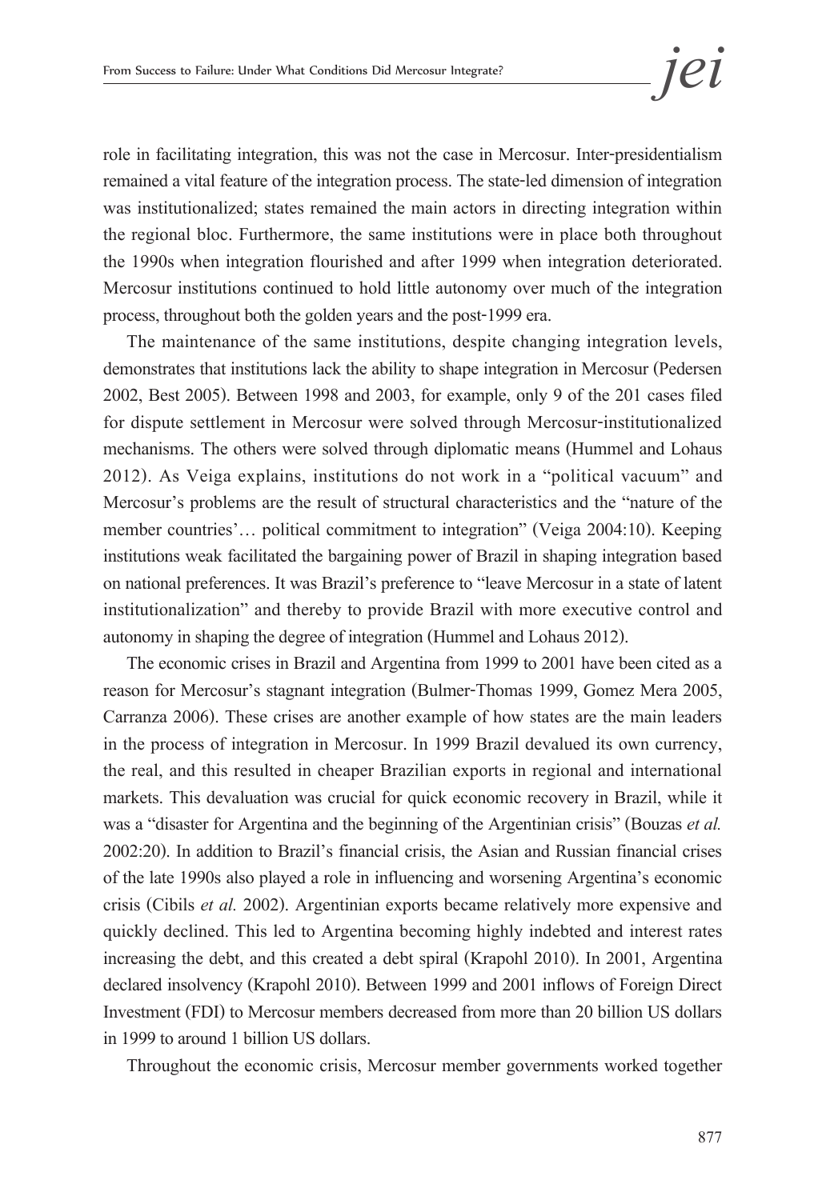role in facilitating integration, this was not the case in Mercosur. Inter-presidentialism remained a vital feature of the integration process. The state-led dimension of integration was institutionalized; states remained the main actors in directing integration within the regional bloc. Furthermore, the same institutions were in place both throughout the 1990s when integration flourished and after 1999 when integration deteriorated. Mercosur institutions continued to hold little autonomy over much of the integration process, throughout both the golden years and the post-1999 era.

The maintenance of the same institutions, despite changing integration levels, demonstrates that institutions lack the ability to shape integration in Mercosur (Pedersen 2002, Best 2005). Between 1998 and 2003, for example, only 9 of the 201 cases filed for dispute settlement in Mercosur were solved through Mercosur-institutionalized mechanisms. The others were solved through diplomatic means (Hummel and Lohaus 2012). As Veiga explains, institutions do not work in a "political vacuum" and Mercosur's problems are the result of structural characteristics and the "nature of the member countries'… political commitment to integration" (Veiga 2004:10). Keeping institutions weak facilitated the bargaining power of Brazil in shaping integration based on national preferences. It was Brazil's preference to "leave Mercosur in a state of latent institutionalization" and thereby to provide Brazil with more executive control and autonomy in shaping the degree of integration (Hummel and Lohaus 2012).

The economic crises in Brazil and Argentina from 1999 to 2001 have been cited as a reason for Mercosur's stagnant integration (Bulmer-Thomas 1999, Gomez Mera 2005, Carranza 2006). These crises are another example of how states are the main leaders in the process of integration in Mercosur. In 1999 Brazil devalued its own currency, the real, and this resulted in cheaper Brazilian exports in regional and international markets. This devaluation was crucial for quick economic recovery in Brazil, while it was a "disaster for Argentina and the beginning of the Argentinian crisis" (Bouzas *et al.* 2002:20). In addition to Brazil's financial crisis, the Asian and Russian financial crises of the late 1990s also played a role in influencing and worsening Argentina's economic crisis (Cibils *et al.* 2002). Argentinian exports became relatively more expensive and quickly declined. This led to Argentina becoming highly indebted and interest rates increasing the debt, and this created a debt spiral (Krapohl 2010). In 2001, Argentina declared insolvency (Krapohl 2010). Between 1999 and 2001 inflows of Foreign Direct Investment (FDI) to Mercosur members decreased from more than 20 billion US dollars in 1999 to around 1 billion US dollars.

Throughout the economic crisis, Mercosur member governments worked together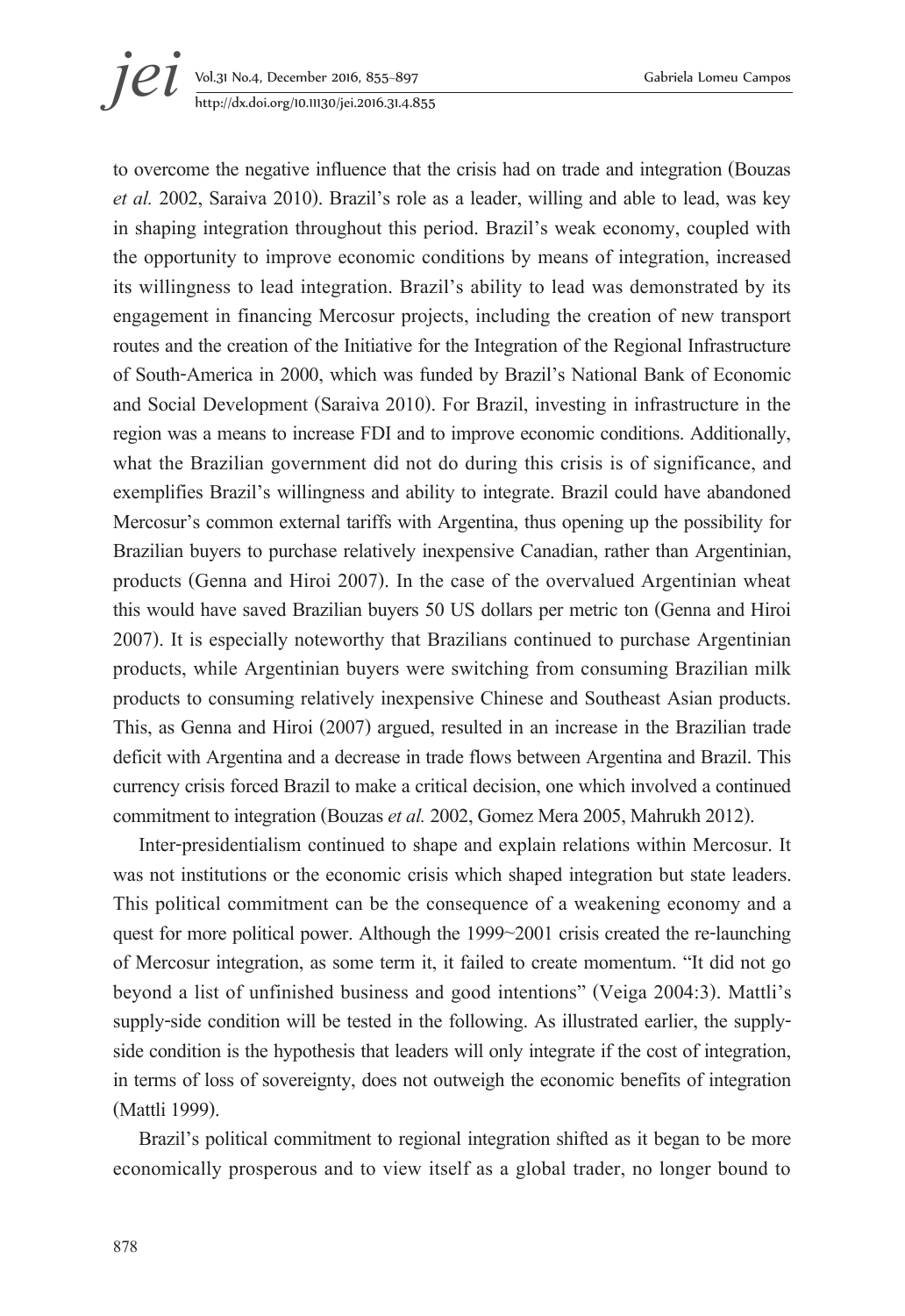to overcome the negative influence that the crisis had on trade and integration (Bouzas *et al.* 2002, Saraiva 2010). Brazil's role as a leader, willing and able to lead, was key in shaping integration throughout this period. Brazil's weak economy, coupled with the opportunity to improve economic conditions by means of integration, increased its willingness to lead integration. Brazil's ability to lead was demonstrated by its engagement in financing Mercosur projects, including the creation of new transport routes and the creation of the Initiative for the Integration of the Regional Infrastructure of South-America in 2000, which was funded by Brazil's National Bank of Economic and Social Development (Saraiva 2010). For Brazil, investing in infrastructure in the region was a means to increase FDI and to improve economic conditions. Additionally, what the Brazilian government did not do during this crisis is of significance, and exemplifies Brazil's willingness and ability to integrate. Brazil could have abandoned Mercosur's common external tariffs with Argentina, thus opening up the possibility for Brazilian buyers to purchase relatively inexpensive Canadian, rather than Argentinian, products (Genna and Hiroi 2007). In the case of the overvalued Argentinian wheat this would have saved Brazilian buyers 50 US dollars per metric ton (Genna and Hiroi 2007). It is especially noteworthy that Brazilians continued to purchase Argentinian products, while Argentinian buyers were switching from consuming Brazilian milk products to consuming relatively inexpensive Chinese and Southeast Asian products. This, as Genna and Hiroi (2007) argued, resulted in an increase in the Brazilian trade deficit with Argentina and a decrease in trade flows between Argentina and Brazil. This currency crisis forced Brazil to make a critical decision, one which involved a continued commitment to integration (Bouzas *et al.* 2002, Gomez Mera 2005, Mahrukh 2012).

Inter-presidentialism continued to shape and explain relations within Mercosur. It was not institutions or the economic crisis which shaped integration but state leaders. This political commitment can be the consequence of a weakening economy and a quest for more political power. Although the 1999~2001 crisis created the re-launching of Mercosur integration, as some term it, it failed to create momentum. "It did not go beyond a list of unfinished business and good intentions" (Veiga 2004:3). Mattli's supply-side condition will be tested in the following. As illustrated earlier, the supply-side condition is the hypothesis that leaders will only integrate if the cost of integration, in terms of loss of sovereignty, does not outweigh the economic benefits of integration (Mattli 1999).

Brazil's political commitment to regional integration shifted as it began to be more economically prosperous and to view itself as a global trader, no longer bound to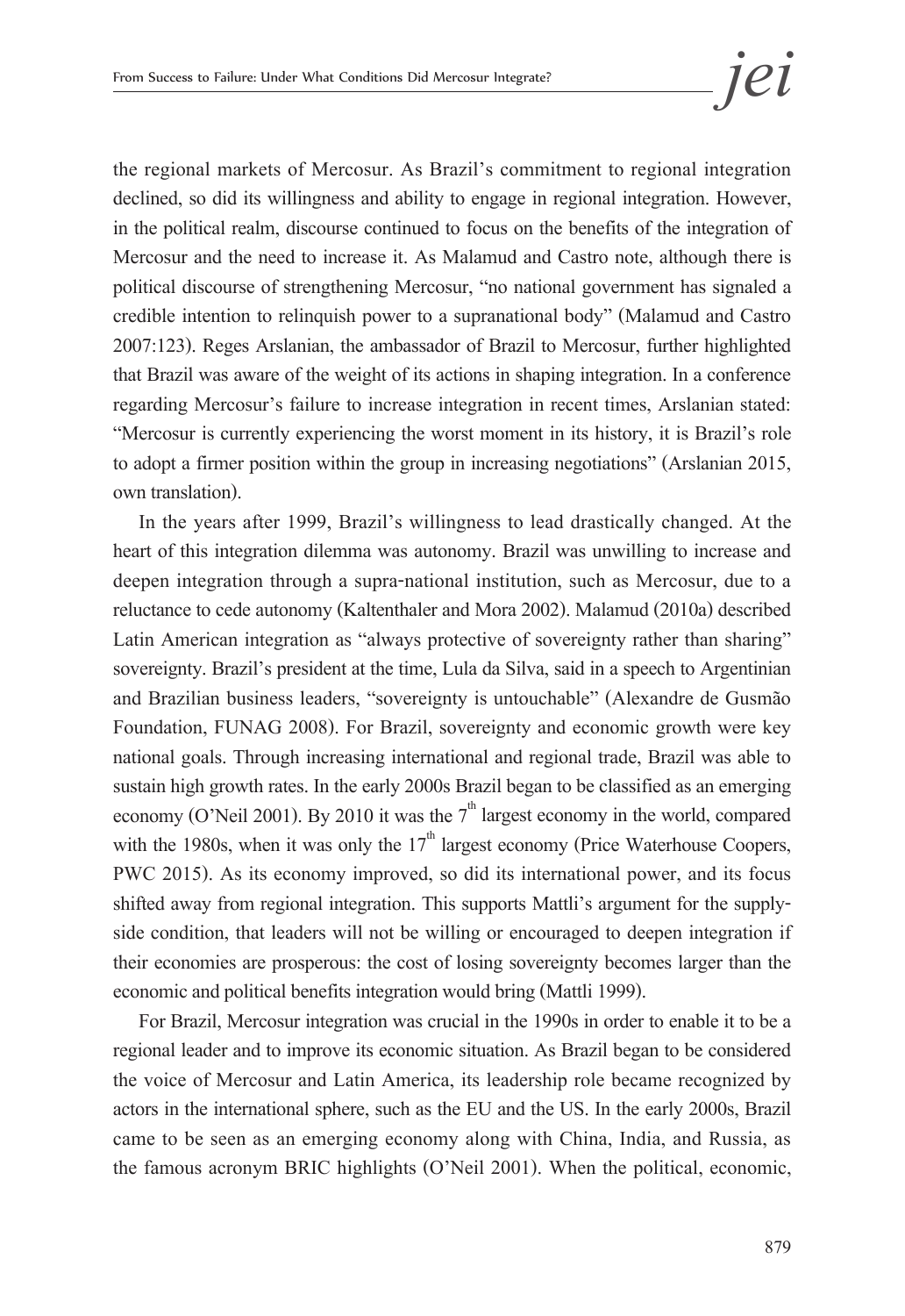the regional markets of Mercosur. As Brazil's commitment to regional integration declined, so did its willingness and ability to engage in regional integration. However, in the political realm, discourse continued to focus on the benefits of the integration of Mercosur and the need to increase it. As Malamud and Castro note, although there is political discourse of strengthening Mercosur, "no national government has signaled a credible intention to relinquish power to a supranational body" (Malamud and Castro 2007:123). Reges Arslanian, the ambassador of Brazil to Mercosur, further highlighted that Brazil was aware of the weight of its actions in shaping integration. In a conference regarding Mercosur's failure to increase integration in recent times, Arslanian stated: "Mercosur is currently experiencing the worst moment in its history, it is Brazil's role to adopt a firmer position within the group in increasing negotiations" (Arslanian 2015, own translation).

In the years after 1999, Brazil's willingness to lead drastically changed. At the heart of this integration dilemma was autonomy. Brazil was unwilling to increase and deepen integration through a supra-national institution, such as Mercosur, due to a reluctance to cede autonomy (Kaltenthaler and Mora 2002). Malamud (2010a) described Latin American integration as "always protective of sovereignty rather than sharing" sovereignty. Brazil's president at the time, Lula da Silva, said in a speech to Argentinian and Brazilian business leaders, "sovereignty is untouchable" (Alexandre de Gusmão Foundation, FUNAG 2008). For Brazil, sovereignty and economic growth were key national goals. Through increasing international and regional trade, Brazil was able to sustain high growth rates. In the early 2000s Brazil began to be classified as an emerging economy (O'Neil 2001). By 2010 it was the 7th largest economy in the world, compared with the 1980s, when it was only the 17th largest economy (Price Waterhouse Coopers, PWC 2015). As its economy improved, so did its international power, and its focus shifted away from regional integration. This supports Mattli's argument for the supply-side condition, that leaders will not be willing or encouraged to deepen integration if their economies are prosperous: the cost of losing sovereignty becomes larger than the economic and political benefits integration would bring (Mattli 1999).

For Brazil, Mercosur integration was crucial in the 1990s in order to enable it to be a regional leader and to improve its economic situation. As Brazil began to be considered the voice of Mercosur and Latin America, its leadership role became recognized by actors in the international sphere, such as the EU and the US. In the early 2000s, Brazil came to be seen as an emerging economy along with China, India, and Russia, as the famous acronym BRIC highlights (O'Neil 2001). When the political, economic,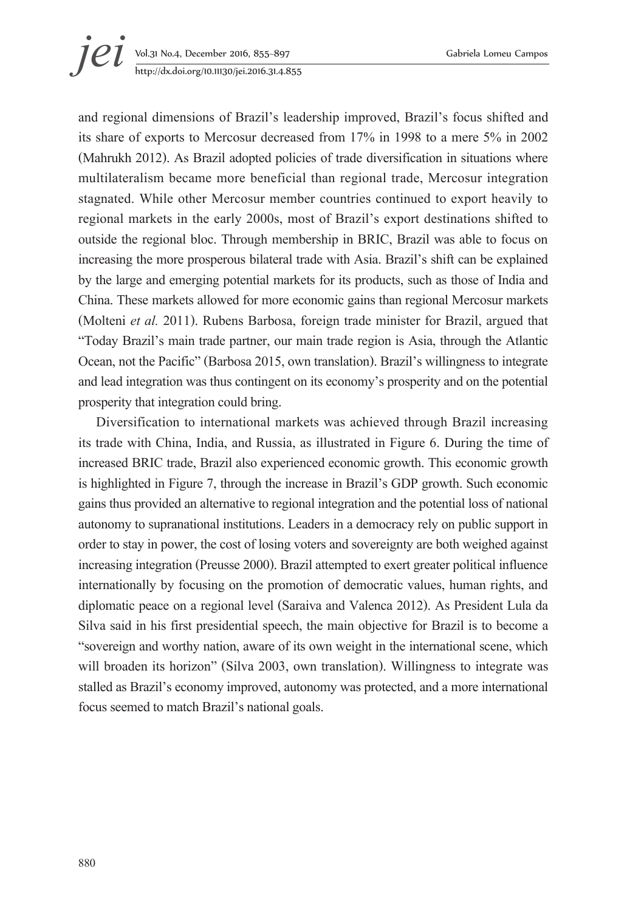and regional dimensions of Brazil's leadership improved, Brazil's focus shifted and its share of exports to Mercosur decreased from 17% in 1998 to a mere 5% in 2002 (Mahrukh 2012). As Brazil adopted policies of trade diversification in situations where multilateralism became more beneficial than regional trade, Mercosur integration stagnated. While other Mercosur member countries continued to export heavily to regional markets in the early 2000s, most of Brazil's export destinations shifted to outside the regional bloc. Through membership in BRIC, Brazil was able to focus on increasing the more prosperous bilateral trade with Asia. Brazil's shift can be explained by the large and emerging potential markets for its products, such as those of India and China. These markets allowed for more economic gains than regional Mercosur markets (Molteni *et al.* 2011). Rubens Barbosa, foreign trade minister for Brazil, argued that "Today Brazil's main trade partner, our main trade region is Asia, through the Atlantic Ocean, not the Pacific" (Barbosa 2015, own translation). Brazil's willingness to integrate and lead integration was thus contingent on its economy's prosperity and on the potential prosperity that integration could bring.

Diversification to international markets was achieved through Brazil increasing its trade with China, India, and Russia, as illustrated in Figure 6. During the time of increased BRIC trade, Brazil also experienced economic growth. This economic growth is highlighted in Figure 7, through the increase in Brazil's GDP growth. Such economic gains thus provided an alternative to regional integration and the potential loss of national autonomy to supranational institutions. Leaders in a democracy rely on public support in order to stay in power, the cost of losing voters and sovereignty are both weighed against increasing integration (Preusse 2000). Brazil attempted to exert greater political influence internationally by focusing on the promotion of democratic values, human rights, and diplomatic peace on a regional level (Saraiva and Valenca 2012). As President Lula da Silva said in his first presidential speech, the main objective for Brazil is to become a "sovereign and worthy nation, aware of its own weight in the international scene, which will broaden its horizon" (Silva 2003, own translation). Willingness to integrate was stalled as Brazil's economy improved, autonomy was protected, and a more international focus seemed to match Brazil's national goals.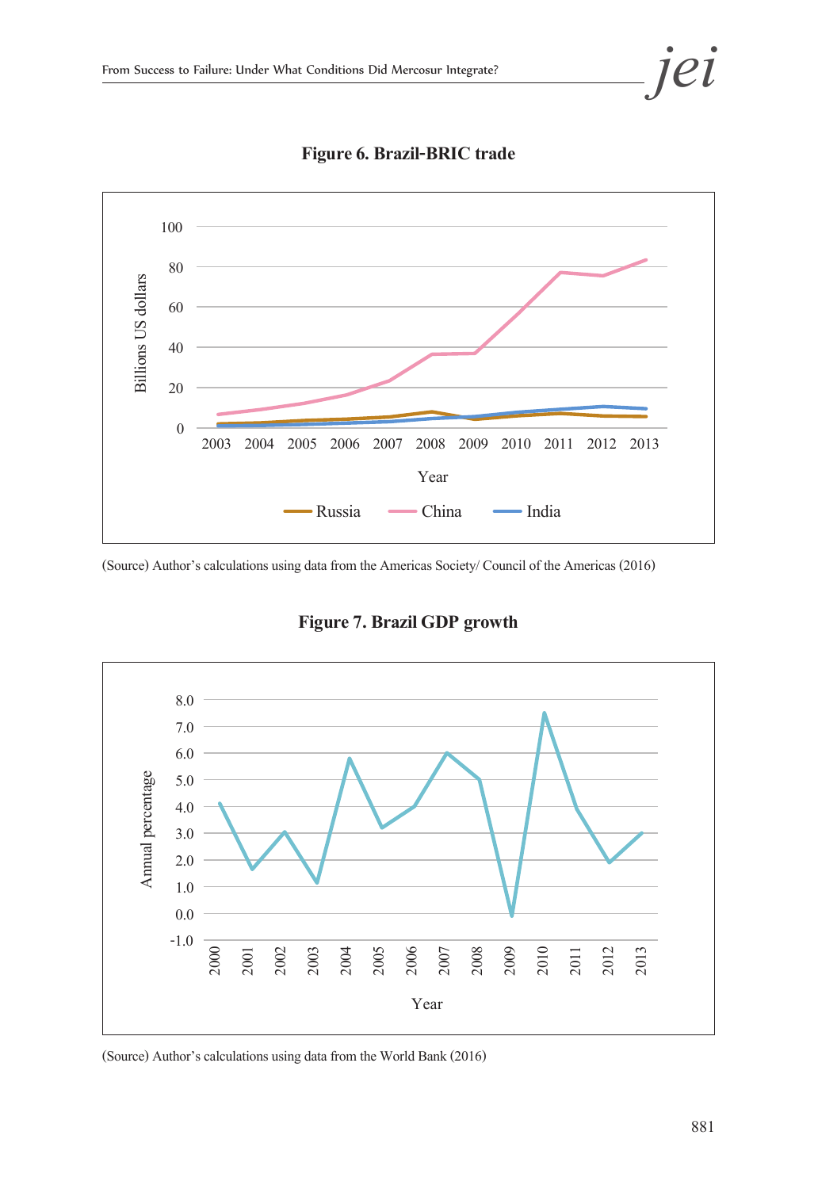**Figure 6. Brazil-BRIC trade**

(Source) Author's calculations using data from the Americas Society/ Council of the Americas (2016)

**Figure 7. Brazil GDP growth**

(Source) Author's calculations using data from the World Bank (2016)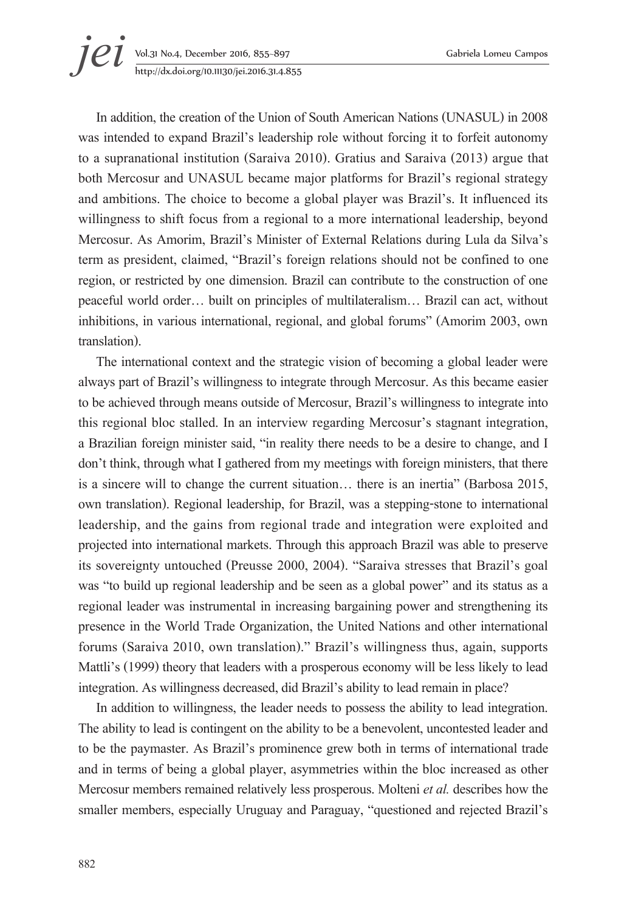In addition, the creation of the Union of South American Nations (UNASUL) in 2008 was intended to expand Brazil's leadership role without forcing it to forfeit autonomy to a supranational institution (Saraiva 2010). Gratius and Saraiva (2013) argue that both Mercosur and UNASUL became major platforms for Brazil's regional strategy and ambitions. The choice to become a global player was Brazil's. It influenced its willingness to shift focus from a regional to a more international leadership, beyond Mercosur. As Amorim, Brazil's Minister of External Relations during Lula da Silva's term as president, claimed, "Brazil's foreign relations should not be confined to one region, or restricted by one dimension. Brazil can contribute to the construction of one peaceful world order… built on principles of multilateralism… Brazil can act, without inhibitions, in various international, regional, and global forums" (Amorim 2003, own translation).

The international context and the strategic vision of becoming a global leader were always part of Brazil's willingness to integrate through Mercosur. As this became easier to be achieved through means outside of Mercosur, Brazil's willingness to integrate into this regional bloc stalled. In an interview regarding Mercosur's stagnant integration, a Brazilian foreign minister said, "in reality there needs to be a desire to change, and I don't think, through what I gathered from my meetings with foreign ministers, that there is a sincere will to change the current situation… there is an inertia" (Barbosa 2015, own translation). Regional leadership, for Brazil, was a stepping-stone to international leadership, and the gains from regional trade and integration were exploited and projected into international markets. Through this approach Brazil was able to preserve its sovereignty untouched (Preusse 2000, 2004). "Saraiva stresses that Brazil's goal was "to build up regional leadership and be seen as a global power" and its status as a regional leader was instrumental in increasing bargaining power and strengthening its presence in the World Trade Organization, the United Nations and other international forums (Saraiva 2010, own translation)." Brazil's willingness thus, again, supports Mattli's (1999) theory that leaders with a prosperous economy will be less likely to lead integration. As willingness decreased, did Brazil's ability to lead remain in place?

In addition to willingness, the leader needs to possess the ability to lead integration. The ability to lead is contingent on the ability to be a benevolent, uncontested leader and to be the paymaster. As Brazil's prominence grew both in terms of international trade and in terms of being a global player, asymmetries within the bloc increased as other Mercosur members remained relatively less prosperous. Molteni *et al.* describes how the smaller members, especially Uruguay and Paraguay, "questioned and rejected Brazil's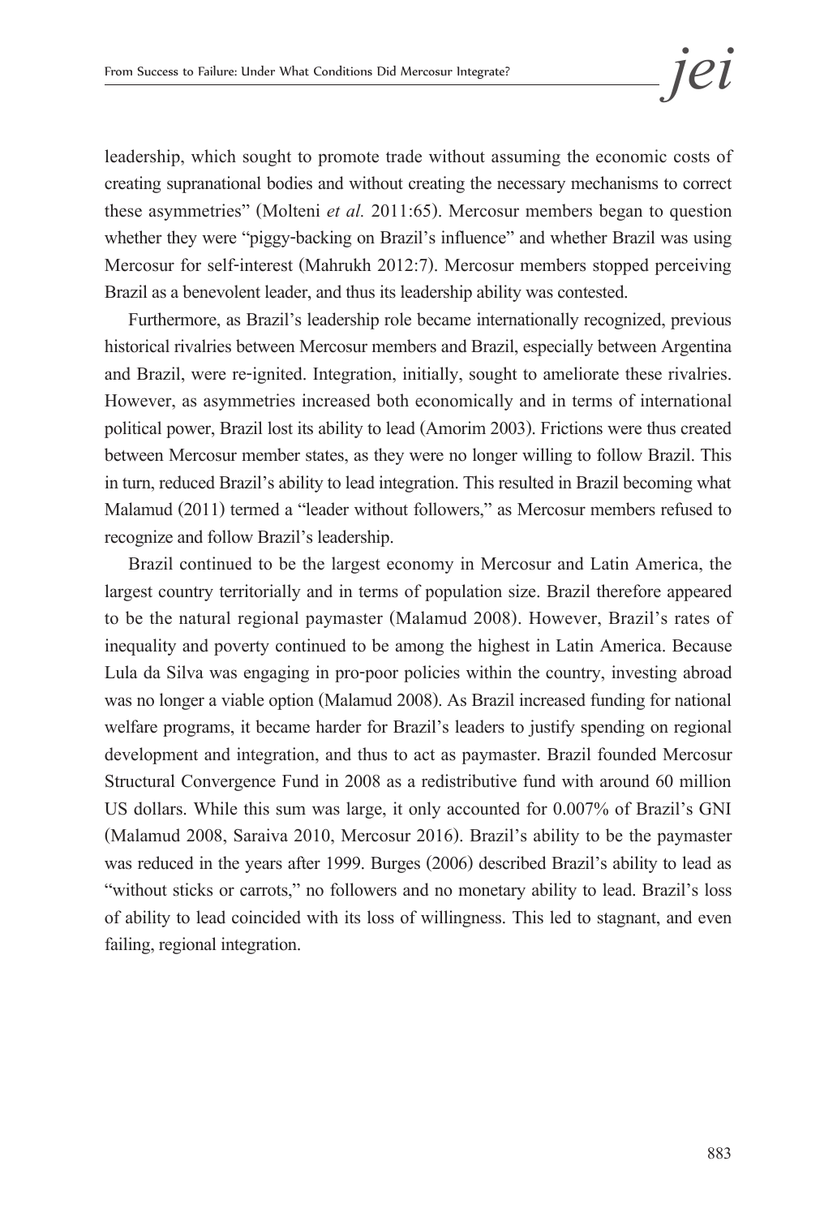leadership, which sought to promote trade without assuming the economic costs of creating supranational bodies and without creating the necessary mechanisms to correct these asymmetries" (Molteni *et al.* 2011:65). Mercosur members began to question whether they were "piggy-backing on Brazil's influence" and whether Brazil was using Mercosur for self-interest (Mahrukh 2012:7). Mercosur members stopped perceiving Brazil as a benevolent leader, and thus its leadership ability was contested.

Furthermore, as Brazil's leadership role became internationally recognized, previous historical rivalries between Mercosur members and Brazil, especially between Argentina and Brazil, were re-ignited. Integration, initially, sought to ameliorate these rivalries. However, as asymmetries increased both economically and in terms of international political power, Brazil lost its ability to lead (Amorim 2003). Frictions were thus created between Mercosur member states, as they were no longer willing to follow Brazil. This in turn, reduced Brazil's ability to lead integration. This resulted in Brazil becoming what Malamud (2011) termed a "leader without followers," as Mercosur members refused to recognize and follow Brazil's leadership.

Brazil continued to be the largest economy in Mercosur and Latin America, the largest country territorially and in terms of population size. Brazil therefore appeared to be the natural regional paymaster (Malamud 2008). However, Brazil's rates of inequality and poverty continued to be among the highest in Latin America. Because Lula da Silva was engaging in pro-poor policies within the country, investing abroad was no longer a viable option (Malamud 2008). As Brazil increased funding for national welfare programs, it became harder for Brazil's leaders to justify spending on regional development and integration, and thus to act as paymaster. Brazil founded Mercosur Structural Convergence Fund in 2008 as a redistributive fund with around 60 million US dollars. While this sum was large, it only accounted for 0.007% of Brazil's GNI (Malamud 2008, Saraiva 2010, Mercosur 2016). Brazil's ability to be the paymaster was reduced in the years after 1999. Burges (2006) described Brazil's ability to lead as "without sticks or carrots," no followers and no monetary ability to lead. Brazil's loss of ability to lead coincided with its loss of willingness. This led to stagnant, and even failing, regional integration.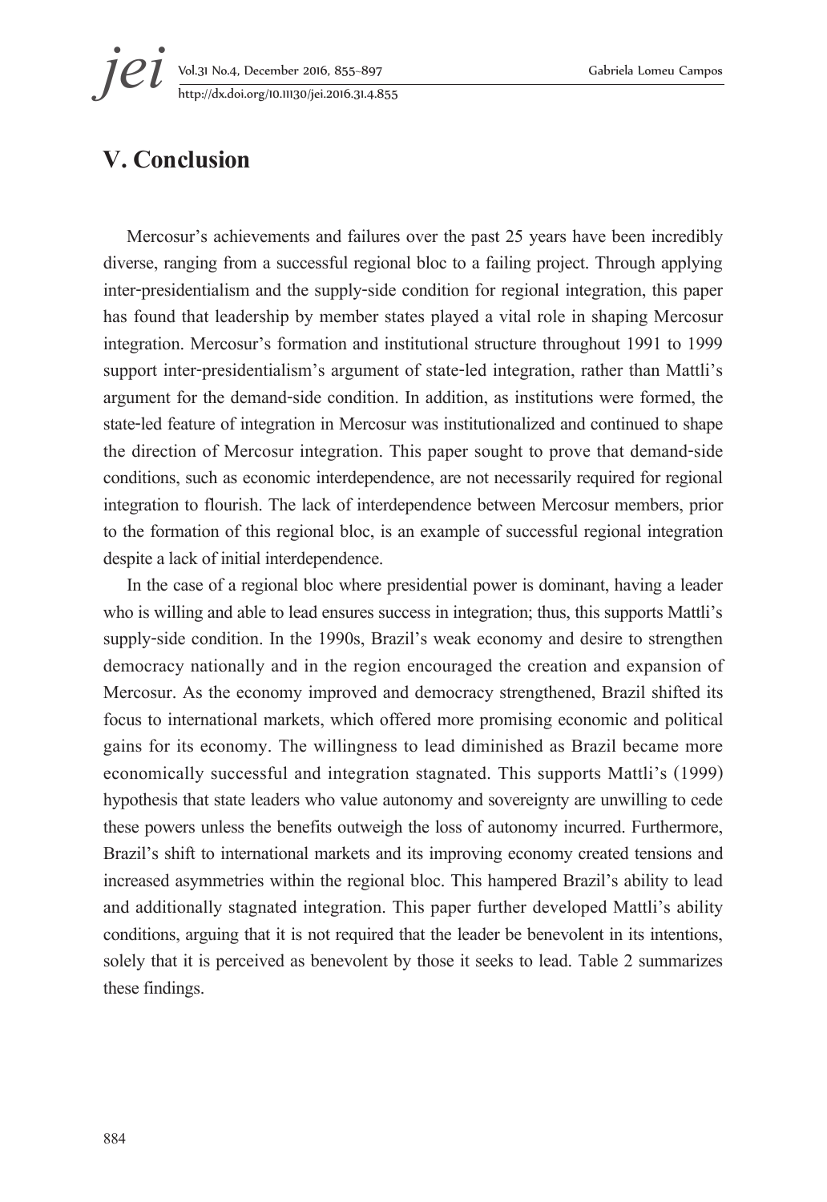## V. Conclusion

Mercosur's achievements and failures over the past 25 years have been incredibly diverse, ranging from a successful regional bloc to a failing project. Through applying inter-presidentialism and the supply-side condition for regional integration, this paper has found that leadership by member states played a vital role in shaping Mercosur integration. Mercosur's formation and institutional structure throughout 1991 to 1999 support inter-presidentialism's argument of state-led integration, rather than Mattli's argument for the demand-side condition. In addition, as institutions were formed, the state-led feature of integration in Mercosur was institutionalized and continued to shape the direction of Mercosur integration. This paper sought to prove that demand-side conditions, such as economic interdependence, are not necessarily required for regional integration to flourish. The lack of interdependence between Mercosur members, prior to the formation of this regional bloc, is an example of successful regional integration despite a lack of initial interdependence.

In the case of a regional bloc where presidential power is dominant, having a leader who is willing and able to lead ensures success in integration; thus, this supports Mattli's supply-side condition. In the 1990s, Brazil's weak economy and desire to strengthen democracy nationally and in the region encouraged the creation and expansion of Mercosur. As the economy improved and democracy strengthened, Brazil shifted its focus to international markets, which offered more promising economic and political gains for its economy. The willingness to lead diminished as Brazil became more economically successful and integration stagnated. This supports Mattli's (1999) hypothesis that state leaders who value autonomy and sovereignty are unwilling to cede these powers unless the benefits outweigh the loss of autonomy incurred. Furthermore, Brazil's shift to international markets and its improving economy created tensions and increased asymmetries within the regional bloc. This hampered Brazil's ability to lead and additionally stagnated integration. This paper further developed Mattli's ability conditions, arguing that it is not required that the leader be benevolent in its intentions, solely that it is perceived as benevolent by those it seeks to lead. Table 2 summarizes these findings.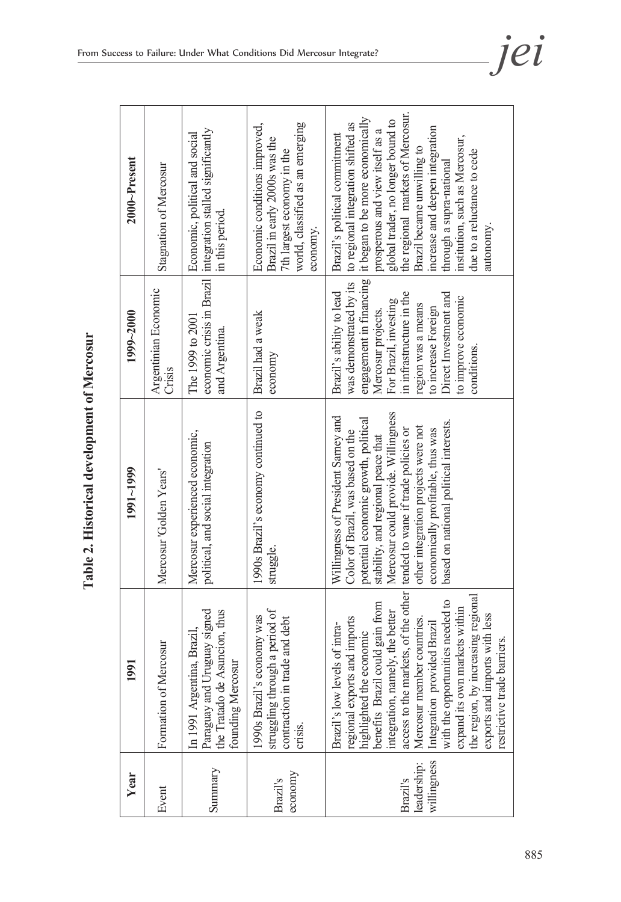**Table 2. Historical development of Mercosur**

| Year | 1991 | 1991~1999 | 1999~2000 | 2000~Present |
|---|---|---|---|---|
| Event | Formation of Mercosur | Mercosur 'Golden Years' | Argentinian Economic Crisis | Stagnation of Mercosur |
| Summary | In 1991 Argentina, Brazil, Paraguay and Uruguay signed the Tratado de Asuncion, thus founding Mercosur | Mercosur experienced economic, political, and social integration | The 1999 to 2001 economic crisis in Brazil and Argentina. | Economic, political and social integration stalled significantly in this period. |
| Brazil's economy | 1990s Brazil's economy was struggling through a period of contraction in trade and debt crisis. | 1990s Brazil's economy continued to struggle. | Brazil had a weak economy | Economic conditions improved, Brazil in early 2000s was the 7th largest economy in the world, classified as an emerging economy. |
| Brazil's leadership: willingness | Brazil's low levels of intra-regional exports and imports highlighted the economic benefits Brazil could gain from integration, namely, the better access to the markets, of the other Mercosur member countries. Integration provided Brazil with the opportunities needed to expand its own markets within the region, by increasing regional exports and imports with less restrictive trade barriers. | Willingness of President Sarney and Color of Brazil, was based on the potential economic growth, political stability, and regional peace that Mercosur could provide. Willingness tended to wane if trade policies or other integration projects were not economically profitable, thus was based on national political interests. | Brazil's ability to lead was demonstrated by its engagement in financing Mercosur projects. For Brazil, investing in infrastructure in the region was a means to increase Foreign Direct Investment and to improve economic conditions. | Brazil's political commitment to regional integration shifted as it began to be more economically prosperous and view itself as a global trader, no longer bound to the regional markets of Mercosur. Brazil became unwilling to increase and deepen integration through a supra-national institution, such as Mercosur, due to a reluctance to cede autonomy. |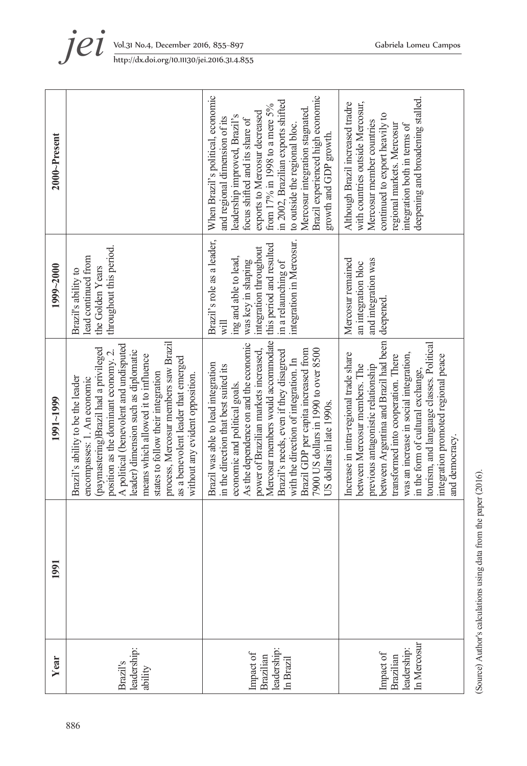| Year | 1991 | 1991~1999 | 1999~2000 | 2000~Present |
|---|---|---|---|---|
| Brazil's leadership: ability | | Brazil's ability to be the leader encompasses: 1. An economic (paymastering)Brazil had a privileged position as the dominant economy. 2. A political (benevolent and undisputed leader) dimension such as diplomatic means which allowed it to influence states to follow their integration process, Mercosur members saw Brazil as a benevolent leader that emerged without any evident opposition. | Brazil's ability to lead continued from the Golden Years throughout this period. | |
| Impact of Brazilian leadership: In Brazil | | Brazil was able to lead integration in the direction that best suited its economic and political goals. As the dependence on and the economic power of Brazilian markets increased, Mercosur members would accommodate Brazil's needs, even if they disagreed with the direction of integration. In Brazil GDP per capita increased from 7900 US dollars in 1990 to over 8500 US dollars in late 1990s. | Brazil's role as a leader, will ing and able to lead, was key in shaping integration throughout this period and resulted in a relaunching of integration in Mercosur. | When Brazil's political, economic and regional dimension of its leadership improved, Brazil's focus shifted and its share of exports to Mercosur decreased from 17% in 1998 to a mere 5% in 2002. Brazilian exports shifted to outside the regional bloc. Mercosur integration stagnated. Brazil experienced high economic growth and GDP growth. |
| Impact of Brazilian leadership: In Mercosur | | Increase in intra-regional trade share between Mercosur members. The previous antagonistic relationship between Argentina and Brazil had been transformed into cooperation. There was an increase in social integration, in the form of cultural exchange, tourism, and language classes. Political integration promoted regional peace and democracy. | Mercosur remained an integration bloc and integration was deepened. | Although Brazil increased tradre with countries outside Mercosur, Mercosur member countries continued to export heavily to regional markets. Mercosur integration both in terms of deepening and broadening stalled. |

(Source) Author's calculations using data from the paper (2016).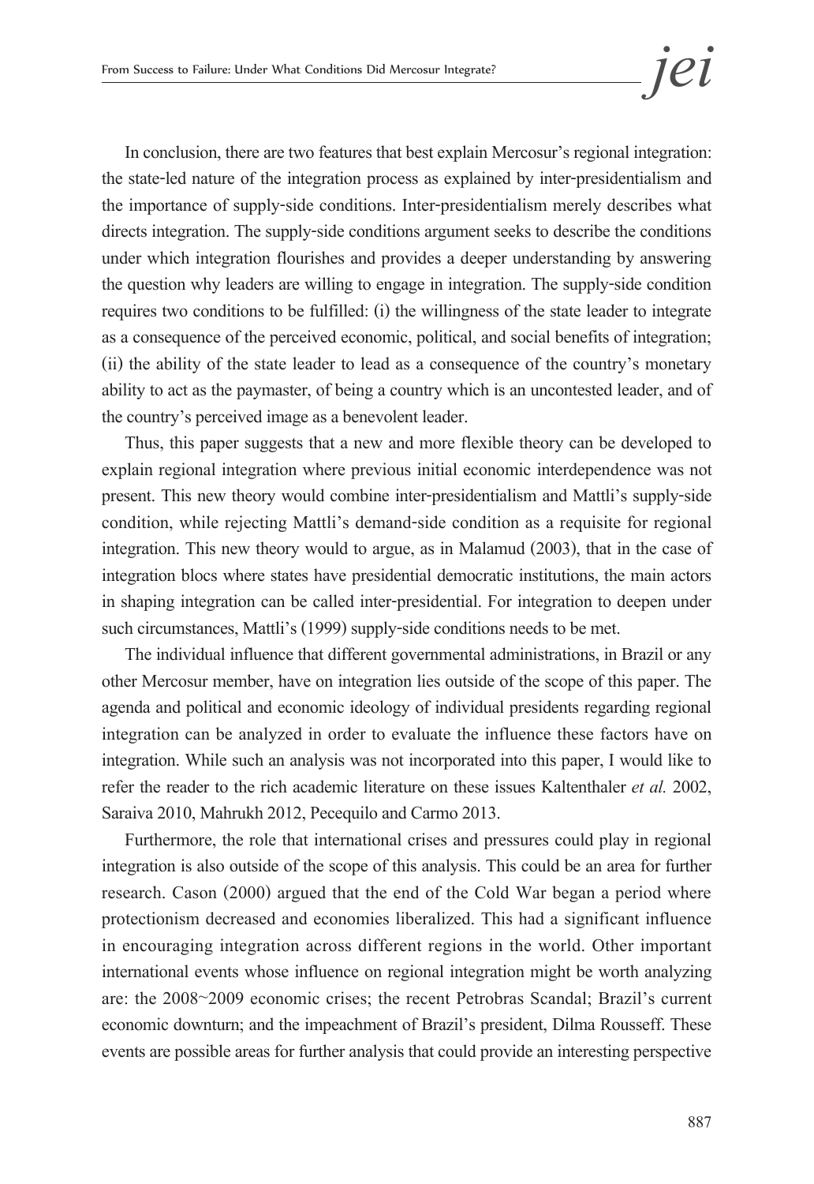In conclusion, there are two features that best explain Mercosur's regional integration: the state-led nature of the integration process as explained by inter-presidentialism and the importance of supply-side conditions. Inter-presidentialism merely describes what directs integration. The supply-side conditions argument seeks to describe the conditions under which integration flourishes and provides a deeper understanding by answering the question why leaders are willing to engage in integration. The supply-side condition requires two conditions to be fulfilled: (i) the willingness of the state leader to integrate as a consequence of the perceived economic, political, and social benefits of integration; (ii) the ability of the state leader to lead as a consequence of the country's monetary ability to act as the paymaster, of being a country which is an uncontested leader, and of the country's perceived image as a benevolent leader.

Thus, this paper suggests that a new and more flexible theory can be developed to explain regional integration where previous initial economic interdependence was not present. This new theory would combine inter-presidentialism and Mattli's supply-side condition, while rejecting Mattli's demand-side condition as a requisite for regional integration. This new theory would to argue, as in Malamud (2003), that in the case of integration blocs where states have presidential democratic institutions, the main actors in shaping integration can be called inter-presidential. For integration to deepen under such circumstances, Mattli's (1999) supply-side conditions needs to be met.

The individual influence that different governmental administrations, in Brazil or any other Mercosur member, have on integration lies outside of the scope of this paper. The agenda and political and economic ideology of individual presidents regarding regional integration can be analyzed in order to evaluate the influence these factors have on integration. While such an analysis was not incorporated into this paper, I would like to refer the reader to the rich academic literature on these issues Kaltenthaler *et al.* 2002, Saraiva 2010, Mahrukh 2012, Pecequilo and Carmo 2013.

Furthermore, the role that international crises and pressures could play in regional integration is also outside of the scope of this analysis. This could be an area for further research. Cason (2000) argued that the end of the Cold War began a period where protectionism decreased and economies liberalized. This had a significant influence in encouraging integration across different regions in the world. Other important international events whose influence on regional integration might be worth analyzing are: the 2008~2009 economic crises; the recent Petrobras Scandal; Brazil's current economic downturn; and the impeachment of Brazil's president, Dilma Rousseff. These events are possible areas for further analysis that could provide an interesting perspective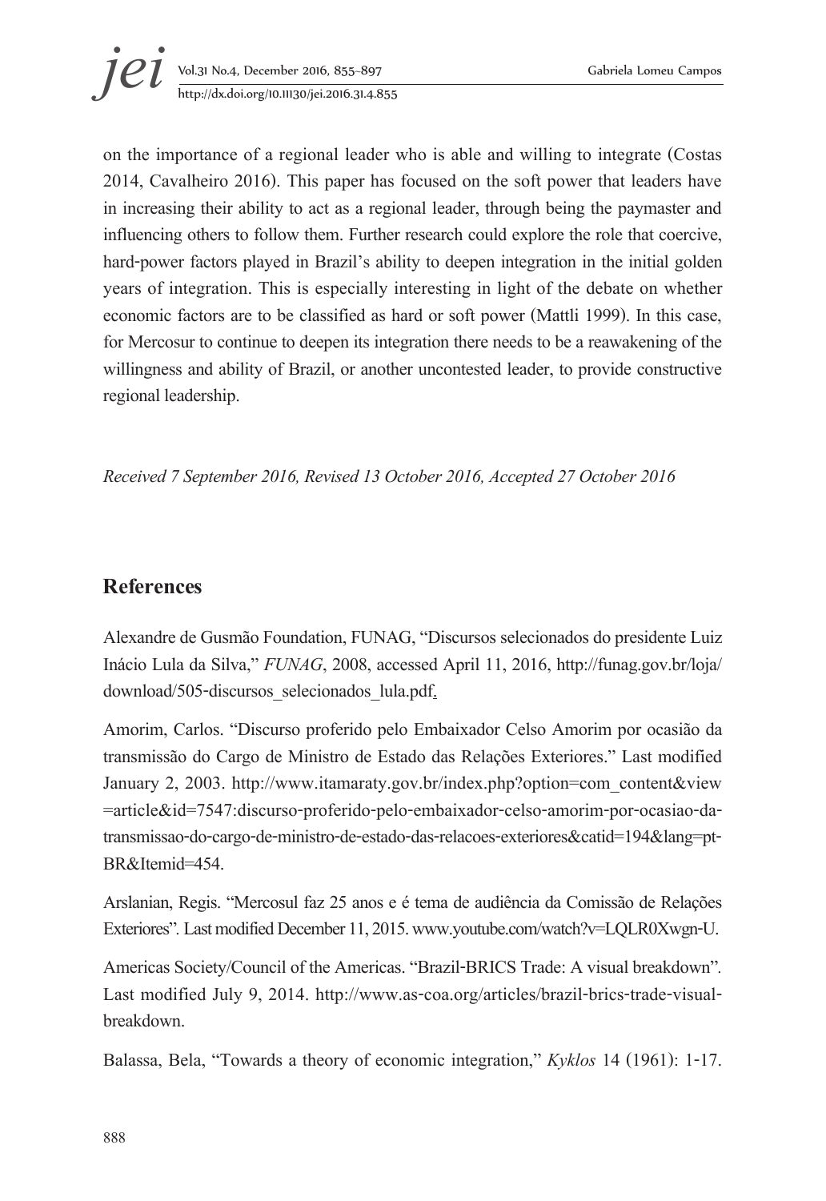on the importance of a regional leader who is able and willing to integrate (Costas 2014, Cavalheiro 2016). This paper has focused on the soft power that leaders have in increasing their ability to act as a regional leader, through being the paymaster and influencing others to follow them. Further research could explore the role that coercive, hard-power factors played in Brazil's ability to deepen integration in the initial golden years of integration. This is especially interesting in light of the debate on whether economic factors are to be classified as hard or soft power (Mattli 1999). In this case, for Mercosur to continue to deepen its integration there needs to be a reawakening of the willingness and ability of Brazil, or another uncontested leader, to provide constructive regional leadership.

*Received 7 September 2016, Revised 13 October 2016, Accepted 27 October 2016*

## References

Alexandre de Gusmão Foundation, FUNAG, "Discursos selecionados do presidente Luiz Inácio Lula da Silva," *FUNAG*, 2008, accessed April 11, 2016, http://funag.gov.br/loja/download/505-discursos_selecionados_lula.pdf.

Amorim, Carlos. "Discurso proferido pelo Embaixador Celso Amorim por ocasião da transmissão do Cargo de Ministro de Estado das Relações Exteriores." Last modified January 2, 2003. http://www.itamaraty.gov.br/index.php?option=com_content&view=article&id=7547:discurso-proferido-pelo-embaixador-celso-amorim-por-ocasiao-da-transmissao-do-cargo-de-ministro-de-estado-das-relacoes-exteriores&catid=194&lang=pt-BR&Itemid=454.

Arslanian, Regis. "Mercosul faz 25 anos e é tema de audiência da Comissão de Relações Exteriores". Last modified December 11, 2015. www.youtube.com/watch?v=LQLR0Xwgn-U.

Americas Society/Council of the Americas. "Brazil-BRICS Trade: A visual breakdown". Last modified July 9, 2014. http://www.as-coa.org/articles/brazil-brics-trade-visual-breakdown.

Balassa, Bela, "Towards a theory of economic integration," *Kyklos* 14 (1961): 1-17.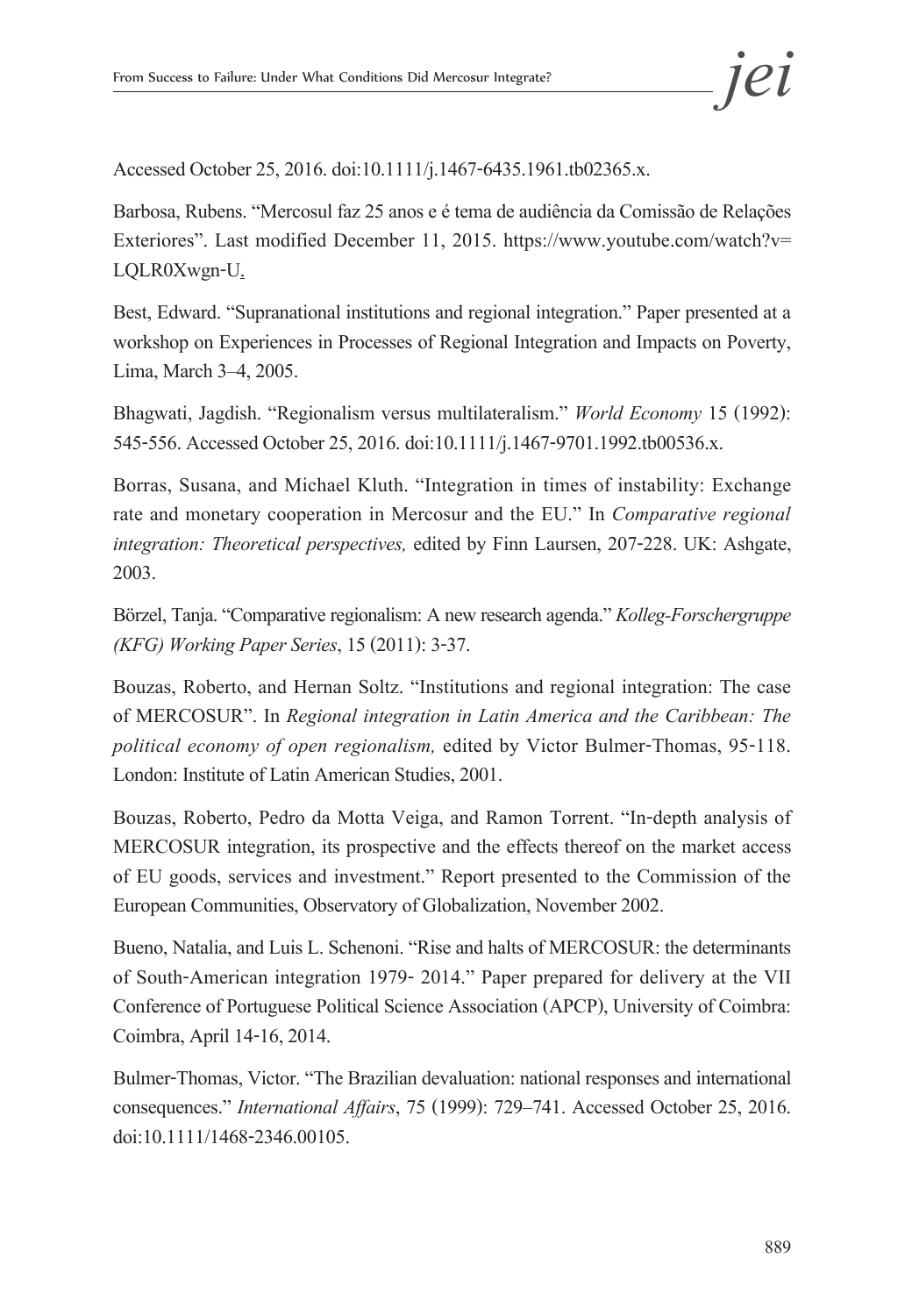Accessed October 25, 2016. doi:10.1111/j.1467-6435.1961.tb02365.x.

Barbosa, Rubens. "Mercosul faz 25 anos e é tema de audiência da Comissão de Relações Exteriores". Last modified December 11, 2015. https://www.youtube.com/watch?v=LQLR0Xwgn-U.

Best, Edward. "Supranational institutions and regional integration." Paper presented at a workshop on Experiences in Processes of Regional Integration and Impacts on Poverty, Lima, March 3–4, 2005.

Bhagwati, Jagdish. "Regionalism versus multilateralism." *World Economy* 15 (1992): 545-556. Accessed October 25, 2016. doi:10.1111/j.1467-9701.1992.tb00536.x.

Borras, Susana, and Michael Kluth. "Integration in times of instability: Exchange rate and monetary cooperation in Mercosur and the EU." In *Comparative regional integration: Theoretical perspectives,* edited by Finn Laursen, 207-228. UK: Ashgate, 2003.

Börzel, Tanja. "Comparative regionalism: A new research agenda." *Kolleg-Forschergruppe (KFG) Working Paper Series*, 15 (2011): 3-37.

Bouzas, Roberto, and Hernan Soltz. "Institutions and regional integration: The case of MERCOSUR". In *Regional integration in Latin America and the Caribbean: The political economy of open regionalism,* edited by Victor Bulmer-Thomas, 95-118. London: Institute of Latin American Studies, 2001.

Bouzas, Roberto, Pedro da Motta Veiga, and Ramon Torrent. "In-depth analysis of MERCOSUR integration, its prospective and the effects thereof on the market access of EU goods, services and investment." Report presented to the Commission of the European Communities, Observatory of Globalization, November 2002.

Bueno, Natalia, and Luis L. Schenoni. "Rise and halts of MERCOSUR: the determinants of South-American integration 1979- 2014." Paper prepared for delivery at the VII Conference of Portuguese Political Science Association (APCP), University of Coimbra: Coimbra, April 14-16, 2014.

Bulmer-Thomas, Victor. "The Brazilian devaluation: national responses and international consequences." *International Affairs*, 75 (1999): 729–741. Accessed October 25, 2016. doi:10.1111/1468-2346.00105.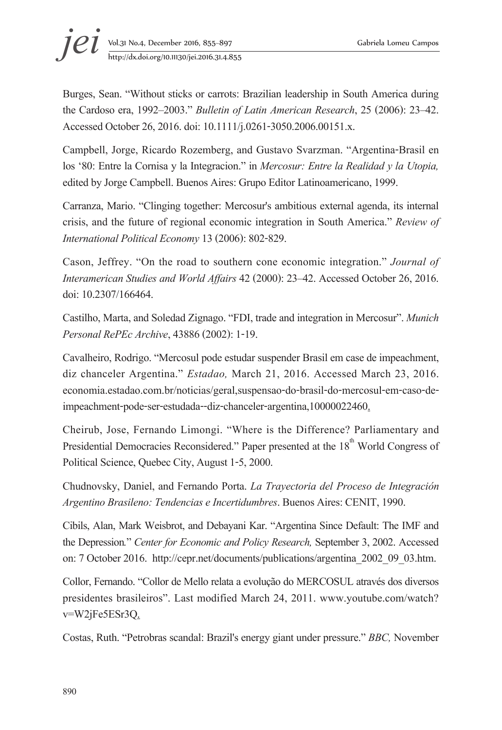Burges, Sean. “Without sticks or carrots: Brazilian leadership in South America during the Cardoso era, 1992–2003.” *Bulletin of Latin American Research*, 25 (2006): 23–42. Accessed October 26, 2016. doi: 10.1111/j.0261-3050.2006.00151.x.

Campbell, Jorge, Ricardo Rozemberg, and Gustavo Svarzman. “Argentina-Brasil en los ‘80: Entre la Cornisa y la Integracion.” in *Mercosur: Entre la Realidad y la Utopia,* edited by Jorge Campbell. Buenos Aires: Grupo Editor Latinoamericano, 1999.

Carranza, Mario. “Clinging together: Mercosur's ambitious external agenda, its internal crisis, and the future of regional economic integration in South America.” *Review of International Political Economy* 13 (2006): 802-829.

Cason, Jeffrey. “On the road to southern cone economic integration.” *Journal of Interamerican Studies and World Affairs* 42 (2000): 23–42. Accessed October 26, 2016. doi: 10.2307/166464.

Castilho, Marta, and Soledad Zignago. “FDI, trade and integration in Mercosur”. *Munich Personal RePEc Archive*, 43886 (2002): 1-19.

Cavalheiro, Rodrigo. “Mercosul pode estudar suspender Brasil em case de impeachment, diz chanceler Argentina.” *Estadao,* March 21, 2016. Accessed March 23, 2016. economia.estadao.com.br/noticias/geral,suspensao-do-brasil-do-mercosul-em-caso-de-impeachment-pode-ser-estudada--diz-chanceler-argentina,10000022460.

Cheirub, Jose, Fernando Limongi. “Where is the Difference? Parliamentary and Presidential Democracies Reconsidered.” Paper presented at the 18th World Congress of Political Science, Quebec City, August 1-5, 2000.

Chudnovsky, Daniel, and Fernando Porta. *La Trayectoria del Proceso de Integración Argentino Brasileno: Tendencias e Incertidumbres*. Buenos Aires: CENIT, 1990.

Cibils, Alan, Mark Weisbrot, and Debayani Kar. “Argentina Since Default: The IMF and the Depression.” *Center for Economic and Policy Research,* September 3, 2002. Accessed on: 7 October 2016. http://cepr.net/documents/publications/argentina_2002_09_03.htm.

Collor, Fernando. “Collor de Mello relata a evolução do MERCOSUL através dos diversos presidentes brasileiros”. Last modified March 24, 2011. www.youtube.com/watch?v=W2jFe5ESr3Q.

Costas, Ruth. “Petrobras scandal: Brazil's energy giant under pressure.” *BBC,* November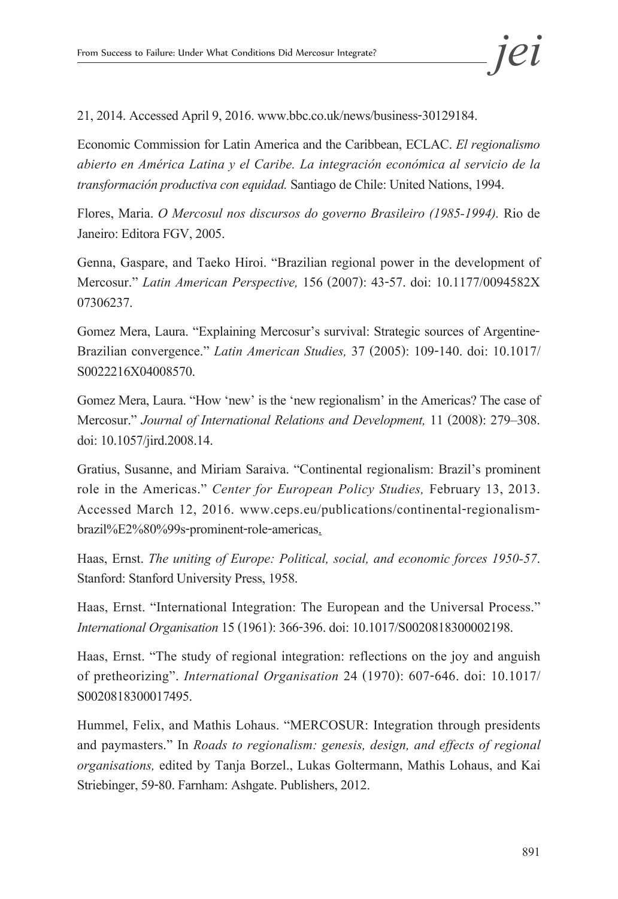21, 2014. Accessed April 9, 2016. www.bbc.co.uk/news/business-30129184.

Economic Commission for Latin America and the Caribbean, ECLAC. *El regionalismo abierto en América Latina y el Caribe. La integración económica al servicio de la transformación productiva con equidad.* Santiago de Chile: United Nations, 1994.

Flores, Maria. *O Mercosul nos discursos do governo Brasileiro (1985-1994).* Rio de Janeiro: Editora FGV, 2005.

Genna, Gaspare, and Taeko Hiroi. "Brazilian regional power in the development of Mercosur." *Latin American Perspective,* 156 (2007): 43-57. doi: 10.1177/0094582X 07306237.

Gomez Mera, Laura. "Explaining Mercosur's survival: Strategic sources of Argentine-Brazilian convergence." *Latin American Studies,* 37 (2005): 109-140. doi: 10.1017/ S0022216X04008570.

Gomez Mera, Laura. "How 'new' is the 'new regionalism' in the Americas? The case of Mercosur." *Journal of International Relations and Development,* 11 (2008): 279–308. doi: 10.1057/jird.2008.14.

Gratius, Susanne, and Miriam Saraiva. "Continental regionalism: Brazil's prominent role in the Americas." *Center for European Policy Studies,* February 13, 2013. Accessed March 12, 2016. www.ceps.eu/publications/continental-regionalism-brazil%E2%80%99s-prominent-role-americas.

Haas, Ernst. *The uniting of Europe: Political, social, and economic forces 1950-57*. Stanford: Stanford University Press, 1958.

Haas, Ernst. "International Integration: The European and the Universal Process." *International Organisation* 15 (1961): 366-396. doi: 10.1017/S0020818300002198.

Haas, Ernst. "The study of regional integration: reflections on the joy and anguish of pretheorizing". *International Organisation* 24 (1970): 607-646. doi: 10.1017/ S0020818300017495.

Hummel, Felix, and Mathis Lohaus. "MERCOSUR: Integration through presidents and paymasters." In *Roads to regionalism: genesis, design, and effects of regional organisations,* edited by Tanja Borzel., Lukas Goltermann, Mathis Lohaus, and Kai Striebinger, 59-80. Farnham: Ashgate. Publishers, 2012.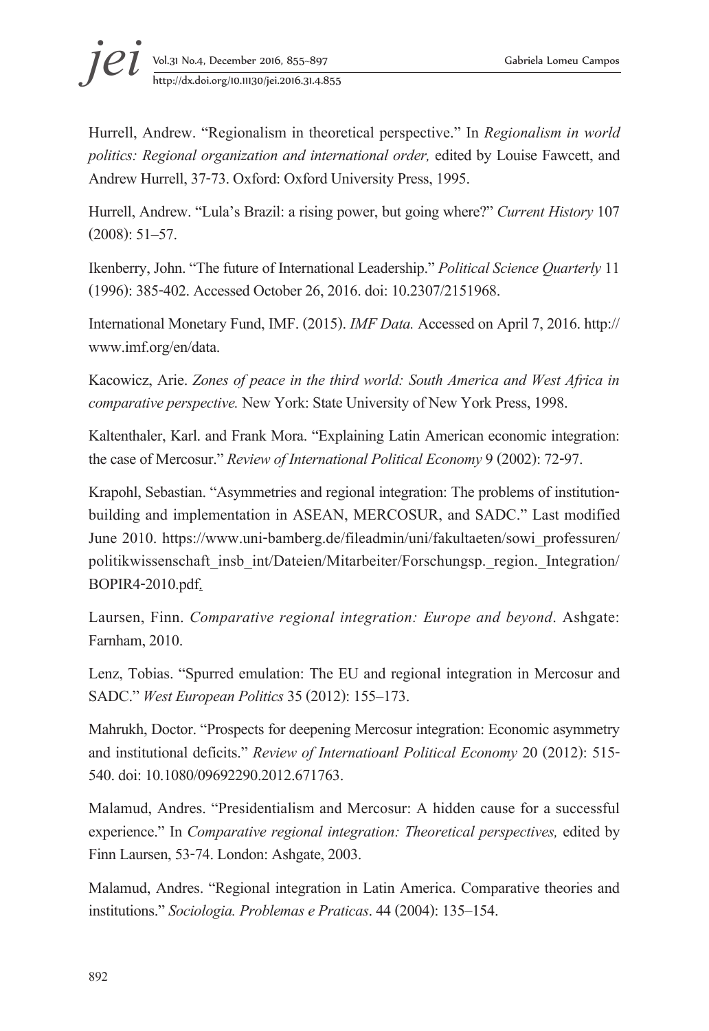Hurrell, Andrew. "Regionalism in theoretical perspective." In *Regionalism in world politics: Regional organization and international order,* edited by Louise Fawcett, and Andrew Hurrell, 37-73. Oxford: Oxford University Press, 1995.

Hurrell, Andrew. "Lula's Brazil: a rising power, but going where?" *Current History* 107 (2008): 51–57.

Ikenberry, John. "The future of International Leadership." *Political Science Quarterly* 11 (1996): 385-402. Accessed October 26, 2016. doi: 10.2307/2151968.

International Monetary Fund, IMF. (2015). *IMF Data.* Accessed on April 7, 2016. http://www.imf.org/en/data.

Kacowicz, Arie. *Zones of peace in the third world: South America and West Africa in comparative perspective.* New York: State University of New York Press, 1998.

Kaltenthaler, Karl. and Frank Mora. "Explaining Latin American economic integration: the case of Mercosur." *Review of International Political Economy* 9 (2002): 72-97.

Krapohl, Sebastian. "Asymmetries and regional integration: The problems of institution-building and implementation in ASEAN, MERCOSUR, and SADC." Last modified June 2010. https://www.uni-bamberg.de/fileadmin/uni/fakultaeten/sowi_professuren/politikwissenschaft_insb_int/Dateien/Mitarbeiter/Forschungsp._region._Integration/BOPIR4-2010.pdf.

Laursen, Finn. *Comparative regional integration: Europe and beyond*. Ashgate: Farnham, 2010.

Lenz, Tobias. "Spurred emulation: The EU and regional integration in Mercosur and SADC." *West European Politics* 35 (2012): 155–173.

Mahrukh, Doctor. "Prospects for deepening Mercosur integration: Economic asymmetry and institutional deficits." *Review of Internatioanl Political Economy* 20 (2012): 515-540. doi: 10.1080/09692290.2012.671763.

Malamud, Andres. "Presidentialism and Mercosur: A hidden cause for a successful experience." In *Comparative regional integration: Theoretical perspectives,* edited by Finn Laursen, 53-74. London: Ashgate, 2003.

Malamud, Andres. "Regional integration in Latin America. Comparative theories and institutions." *Sociologia. Problemas e Praticas*. 44 (2004): 135–154.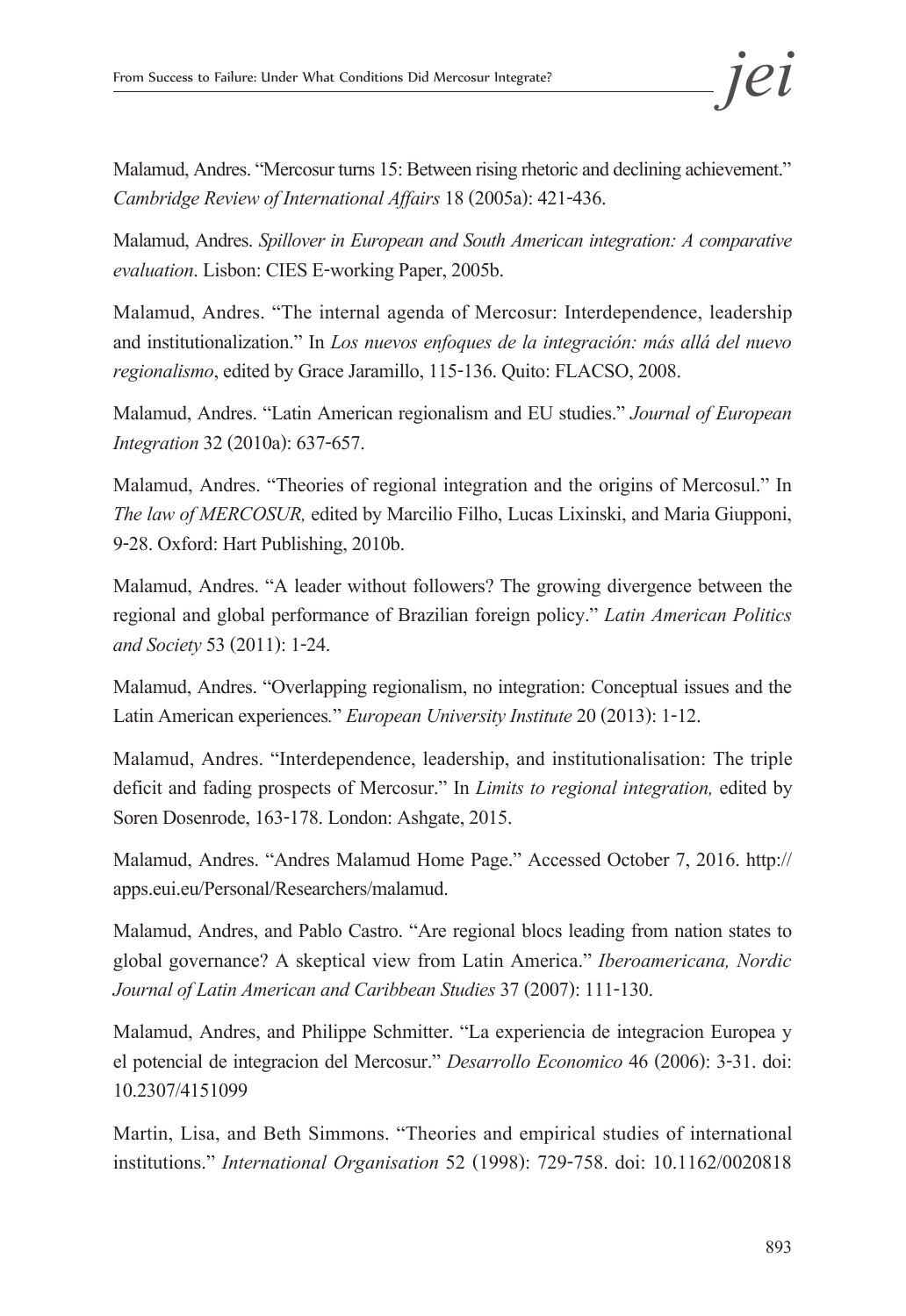Malamud, Andres. "Mercosur turns 15: Between rising rhetoric and declining achievement." *Cambridge Review of International Affairs* 18 (2005a): 421-436.

Malamud, Andres. *Spillover in European and South American integration: A comparative evaluation*. Lisbon: CIES E-working Paper, 2005b.

Malamud, Andres. "The internal agenda of Mercosur: Interdependence, leadership and institutionalization." In *Los nuevos enfoques de la integración: más allá del nuevo regionalismo*, edited by Grace Jaramillo, 115-136. Quito: FLACSO, 2008.

Malamud, Andres. "Latin American regionalism and EU studies." *Journal of European Integration* 32 (2010a): 637-657.

Malamud, Andres. "Theories of regional integration and the origins of Mercosul." In *The law of MERCOSUR,* edited by Marcilio Filho, Lucas Lixinski, and Maria Giupponi, 9-28. Oxford: Hart Publishing, 2010b.

Malamud, Andres. "A leader without followers? The growing divergence between the regional and global performance of Brazilian foreign policy." *Latin American Politics and Society* 53 (2011): 1-24.

Malamud, Andres. "Overlapping regionalism, no integration: Conceptual issues and the Latin American experiences." *European University Institute* 20 (2013): 1-12.

Malamud, Andres. "Interdependence, leadership, and institutionalisation: The triple deficit and fading prospects of Mercosur." In *Limits to regional integration,* edited by Soren Dosenrode, 163-178. London: Ashgate, 2015.

Malamud, Andres. "Andres Malamud Home Page." Accessed October 7, 2016. http://apps.eui.eu/Personal/Researchers/malamud.

Malamud, Andres, and Pablo Castro. "Are regional blocs leading from nation states to global governance? A skeptical view from Latin America." *Iberoamericana, Nordic Journal of Latin American and Caribbean Studies* 37 (2007): 111-130.

Malamud, Andres, and Philippe Schmitter. "La experiencia de integracion Europea y el potencial de integracion del Mercosur." *Desarrollo Economico* 46 (2006): 3-31. doi: 10.2307/4151099

Martin, Lisa, and Beth Simmons. "Theories and empirical studies of international institutions." *International Organisation* 52 (1998): 729-758. doi: 10.1162/0020818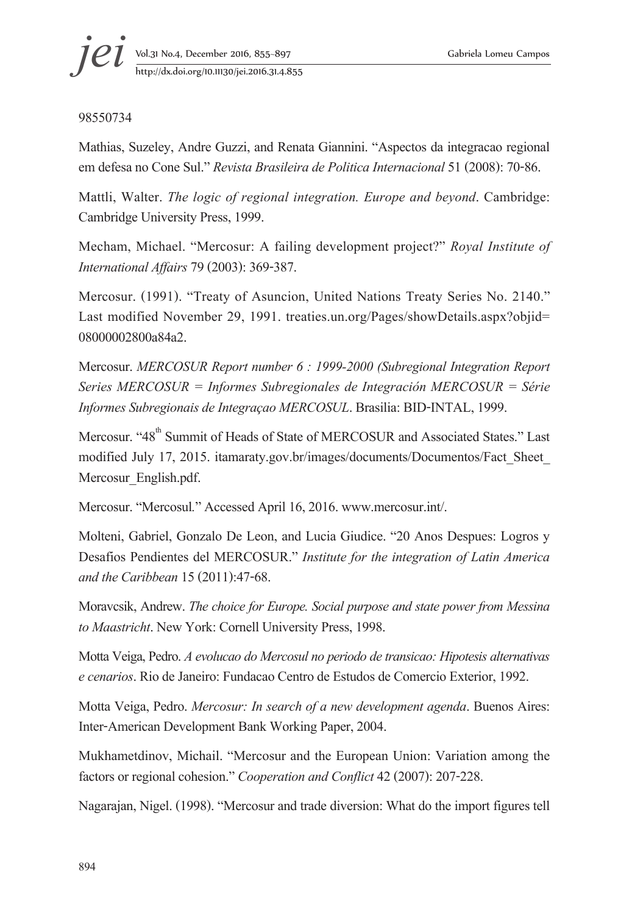98550734

Mathias, Suzeley, Andre Guzzi, and Renata Giannini. “Aspectos da integracao regional em defesa no Cone Sul.” *Revista Brasileira de Politica Internacional* 51 (2008): 70-86.

Mattli, Walter. *The logic of regional integration. Europe and beyond*. Cambridge: Cambridge University Press, 1999.

Mecham, Michael. “Mercosur: A failing development project?” *Royal Institute of International Affairs* 79 (2003): 369-387.

Mercosur. (1991). “Treaty of Asuncion, United Nations Treaty Series No. 2140.” Last modified November 29, 1991. treaties.un.org/Pages/showDetails.aspx?objid=08000002800a84a2.

Mercosur. *MERCOSUR Report number 6 : 1999-2000 (Subregional Integration Report Series MERCOSUR = Informes Subregionales de Integración MERCOSUR = Série Informes Subregionais de Integraçao MERCOSUL*. Brasilia: BID-INTAL, 1999.

Mercosur. “48th Summit of Heads of State of MERCOSUR and Associated States.” Last modified July 17, 2015. itamaraty.gov.br/images/documents/Documentos/Fact_Sheet_Mercosur_English.pdf.

Mercosur. “Mercosul.” Accessed April 16, 2016. www.mercosur.int/.

Molteni, Gabriel, Gonzalo De Leon, and Lucia Giudice. “20 Anos Despues: Logros y Desafios Pendientes del MERCOSUR.” *Institute for the integration of Latin America and the Caribbean* 15 (2011):47-68.

Moravcsik, Andrew. *The choice for Europe. Social purpose and state power from Messina to Maastricht*. New York: Cornell University Press, 1998.

Motta Veiga, Pedro. *A evolucao do Mercosul no periodo de transicao: Hipotesis alternativas e cenarios*. Rio de Janeiro: Fundacao Centro de Estudos de Comercio Exterior, 1992.

Motta Veiga, Pedro. *Mercosur: In search of a new development agenda*. Buenos Aires: Inter-American Development Bank Working Paper, 2004.

Mukhametdinov, Michail. “Mercosur and the European Union: Variation among the factors or regional cohesion.” *Cooperation and Conflict* 42 (2007): 207-228.

Nagarajan, Nigel. (1998). “Mercosur and trade diversion: What do the import figures tell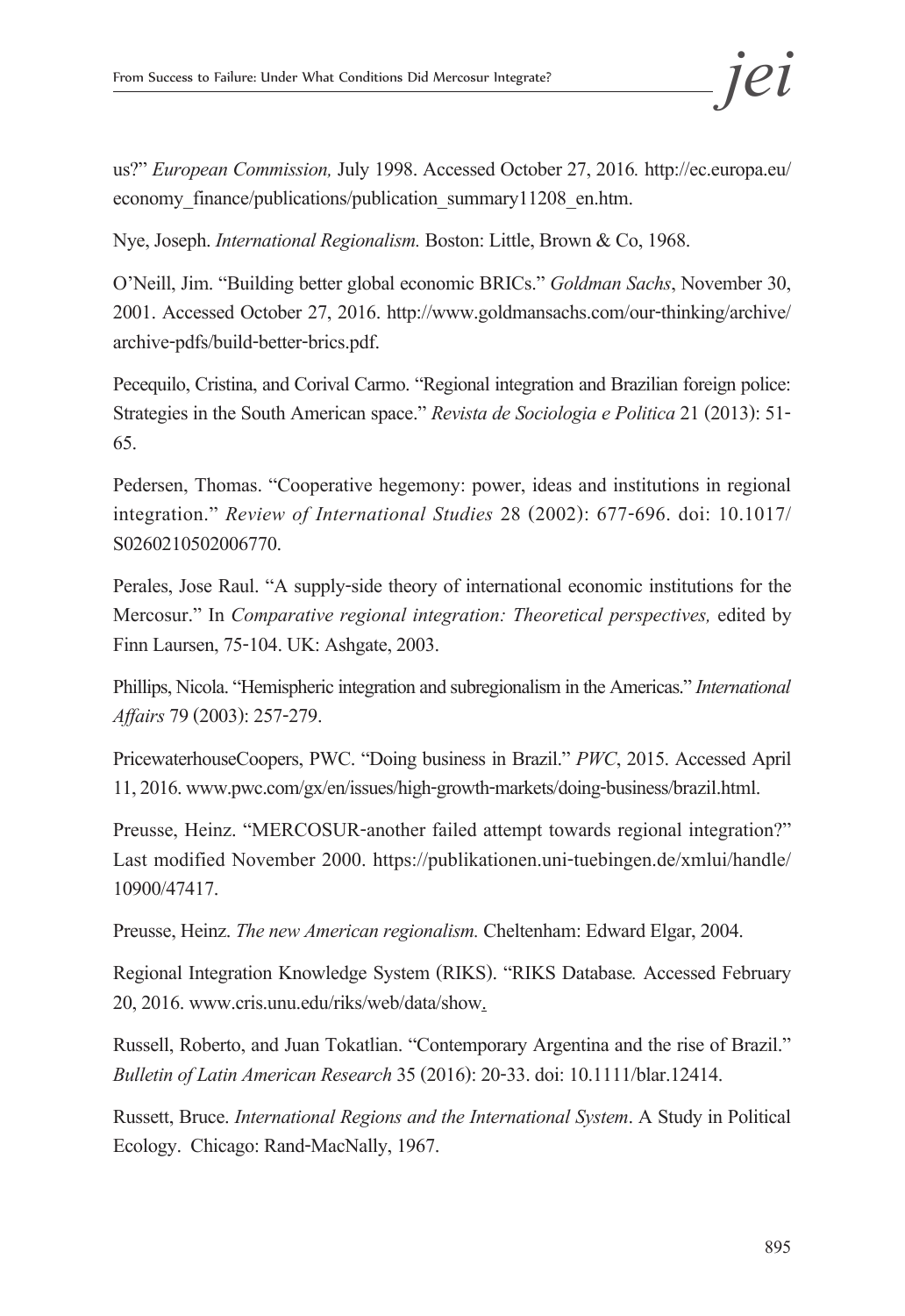us?" *European Commission,* July 1998. Accessed October 27, 2016. http://ec.europa.eu/economy_finance/publications/publication_summary11208_en.htm.

Nye, Joseph. *International Regionalism.* Boston: Little, Brown & Co, 1968.

O'Neill, Jim. "Building better global economic BRICs." *Goldman Sachs*, November 30, 2001. Accessed October 27, 2016. http://www.goldmansachs.com/our-thinking/archive/archive-pdfs/build-better-brics.pdf.

Pecequilo, Cristina, and Corival Carmo. "Regional integration and Brazilian foreign police: Strategies in the South American space." *Revista de Sociologia e Politica* 21 (2013): 51-65.

Pedersen, Thomas. "Cooperative hegemony: power, ideas and institutions in regional integration." *Review of International Studies* 28 (2002): 677-696. doi: 10.1017/S0260210502006770.

Perales, Jose Raul. "A supply-side theory of international economic institutions for the Mercosur." In *Comparative regional integration: Theoretical perspectives,* edited by Finn Laursen, 75-104. UK: Ashgate, 2003.

Phillips, Nicola. "Hemispheric integration and subregionalism in the Americas." *International Affairs* 79 (2003): 257-279.

PricewaterhouseCoopers, PWC. "Doing business in Brazil." *PWC*, 2015. Accessed April 11, 2016. www.pwc.com/gx/en/issues/high-growth-markets/doing-business/brazil.html.

Preusse, Heinz. "MERCOSUR-another failed attempt towards regional integration?" Last modified November 2000. https://publikationen.uni-tuebingen.de/xmlui/handle/10900/47417.

Preusse, Heinz. *The new American regionalism.* Cheltenham: Edward Elgar, 2004.

Regional Integration Knowledge System (RIKS). "RIKS Database*.* Accessed February 20, 2016. www.cris.unu.edu/riks/web/data/show.

Russell, Roberto, and Juan Tokatlian. "Contemporary Argentina and the rise of Brazil." *Bulletin of Latin American Research* 35 (2016): 20-33. doi: 10.1111/blar.12414.

Russett, Bruce. *International Regions and the International System*. A Study in Political Ecology. Chicago: Rand-MacNally, 1967.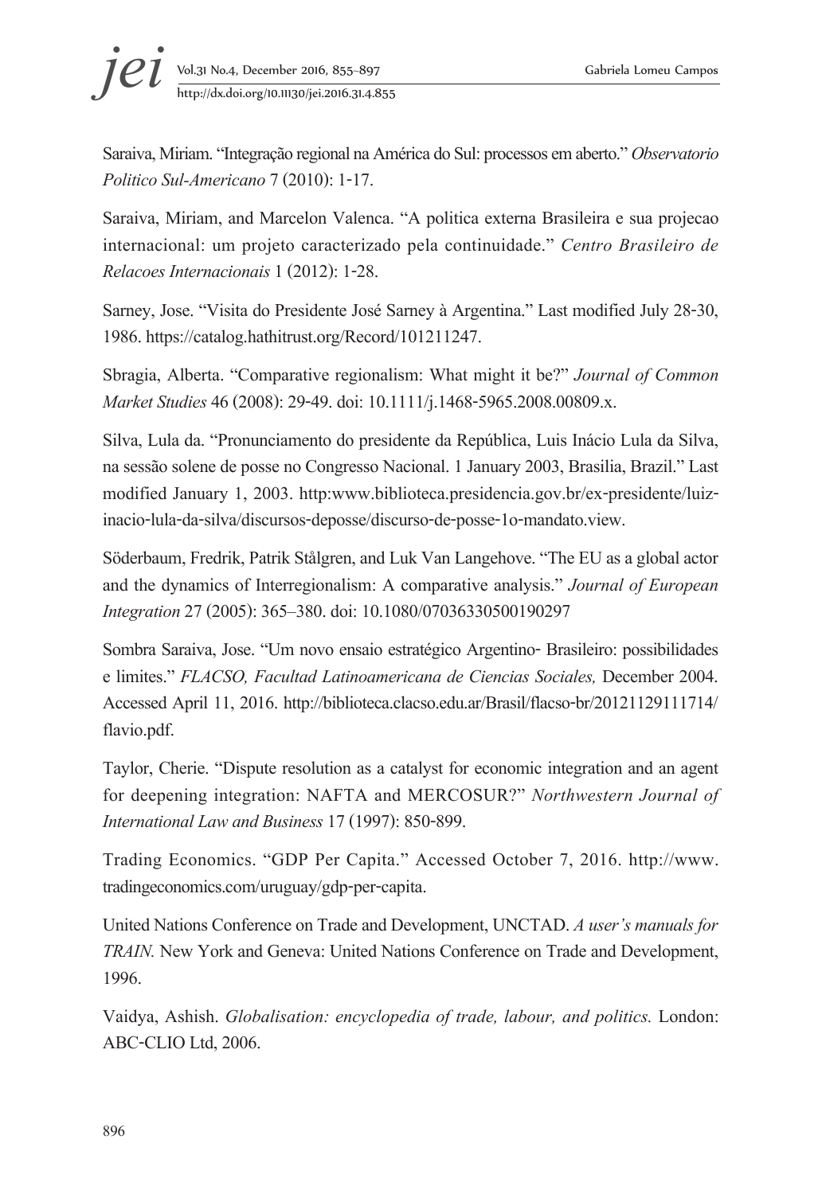Saraiva, Miriam. "Integração regional na América do Sul: processos em aberto." *Observatorio Politico Sul-Americano* 7 (2010): 1-17.

Saraiva, Miriam, and Marcelon Valenca. "A politica externa Brasileira e sua projecao internacional: um projeto caracterizado pela continuidade." *Centro Brasileiro de Relacoes Internacionais* 1 (2012): 1-28.

Sarney, Jose. "Visita do Presidente José Sarney à Argentina." Last modified July 28-30, 1986. https://catalog.hathitrust.org/Record/101211247.

Sbragia, Alberta. "Comparative regionalism: What might it be?" *Journal of Common Market Studies* 46 (2008): 29-49. doi: 10.1111/j.1468-5965.2008.00809.x.

Silva, Lula da. "Pronunciamento do presidente da República, Luis Inácio Lula da Silva, na sessão solene de posse no Congresso Nacional. 1 January 2003, Brasilia, Brazil." Last modified January 1, 2003. http:www.biblioteca.presidencia.gov.br/ex-presidente/luiz-inacio-lula-da-silva/discursos-deposse/discurso-de-posse-1o-mandato.view.

Söderbaum, Fredrik, Patrik Stålgren, and Luk Van Langehove. "The EU as a global actor and the dynamics of Interregionalism: A comparative analysis." *Journal of European Integration* 27 (2005): 365–380. doi: 10.1080/07036330500190297

Sombra Saraiva, Jose. "Um novo ensaio estratégico Argentino- Brasileiro: possibilidades e limites." *FLACSO, Facultad Latinoamericana de Ciencias Sociales,* December 2004. Accessed April 11, 2016. http://biblioteca.clacso.edu.ar/Brasil/flacso-br/20121129111714/flavio.pdf.

Taylor, Cherie. "Dispute resolution as a catalyst for economic integration and an agent for deepening integration: NAFTA and MERCOSUR?" *Northwestern Journal of International Law and Business* 17 (1997): 850-899.

Trading Economics. "GDP Per Capita." Accessed October 7, 2016. http://www.tradingeconomics.com/uruguay/gdp-per-capita.

United Nations Conference on Trade and Development, UNCTAD. *A user's manuals for TRAIN.* New York and Geneva: United Nations Conference on Trade and Development, 1996.

Vaidya, Ashish. *Globalisation: encyclopedia of trade, labour, and politics.* London: ABC-CLIO Ltd, 2006.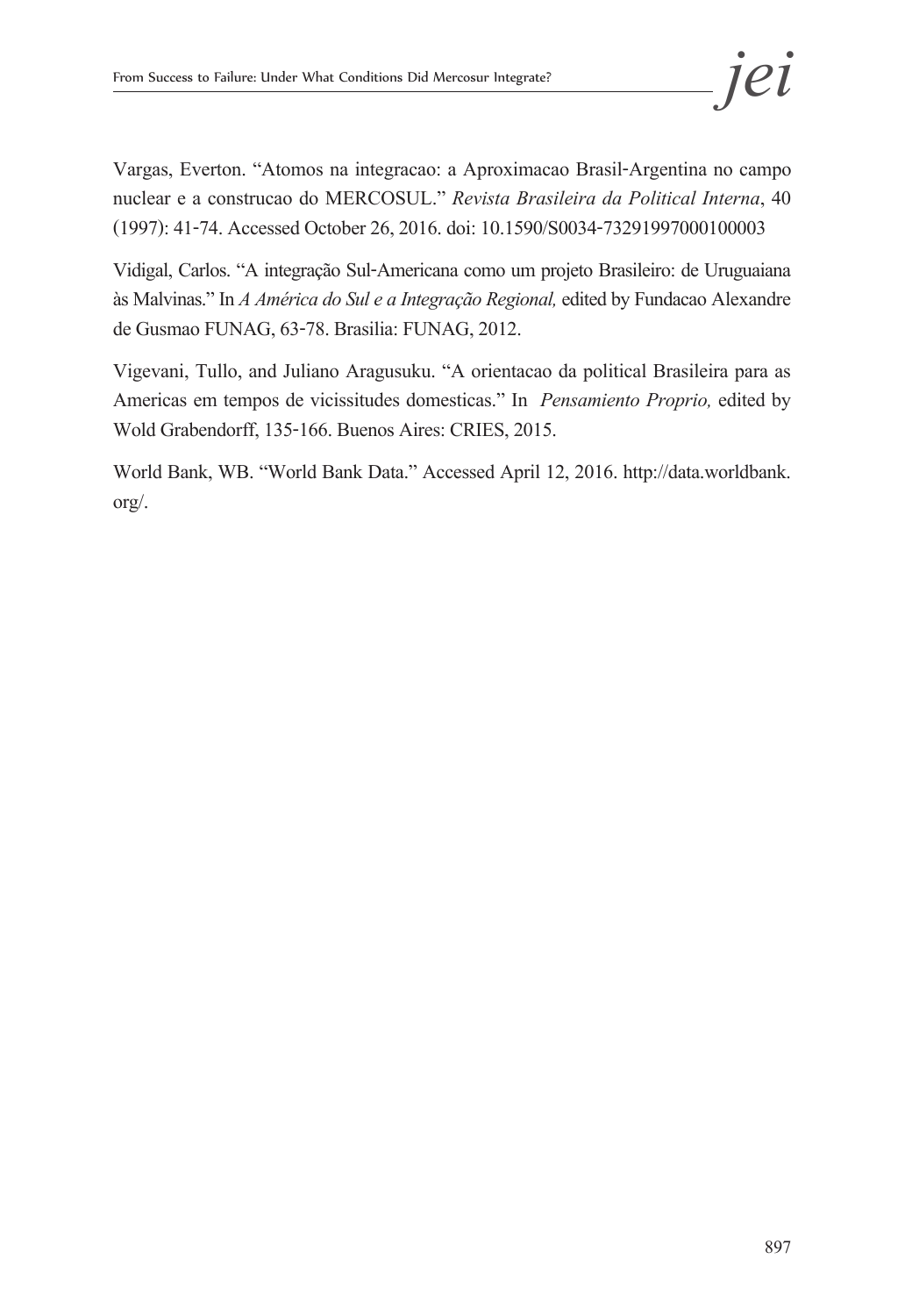Vargas, Everton. "Atomos na integracao: a Aproximacao Brasil-Argentina no campo nuclear e a construcao do MERCOSUL." *Revista Brasileira da Political Interna*, 40 (1997): 41-74. Accessed October 26, 2016. doi: 10.1590/S0034-73291997000100003

Vidigal, Carlos. "A integração Sul-Americana como um projeto Brasileiro: de Uruguaiana às Malvinas." In *A América do Sul e a Integração Regional,* edited by Fundacao Alexandre de Gusmao FUNAG, 63-78. Brasilia: FUNAG, 2012.

Vigevani, Tullo, and Juliano Aragusuku. "A orientacao da political Brasileira para as Americas em tempos de vicissitudes domesticas." In *Pensamiento Proprio,* edited by Wold Grabendorff, 135-166. Buenos Aires: CRIES, 2015.

World Bank, WB. "World Bank Data." Accessed April 12, 2016. http://data.worldbank.org/.